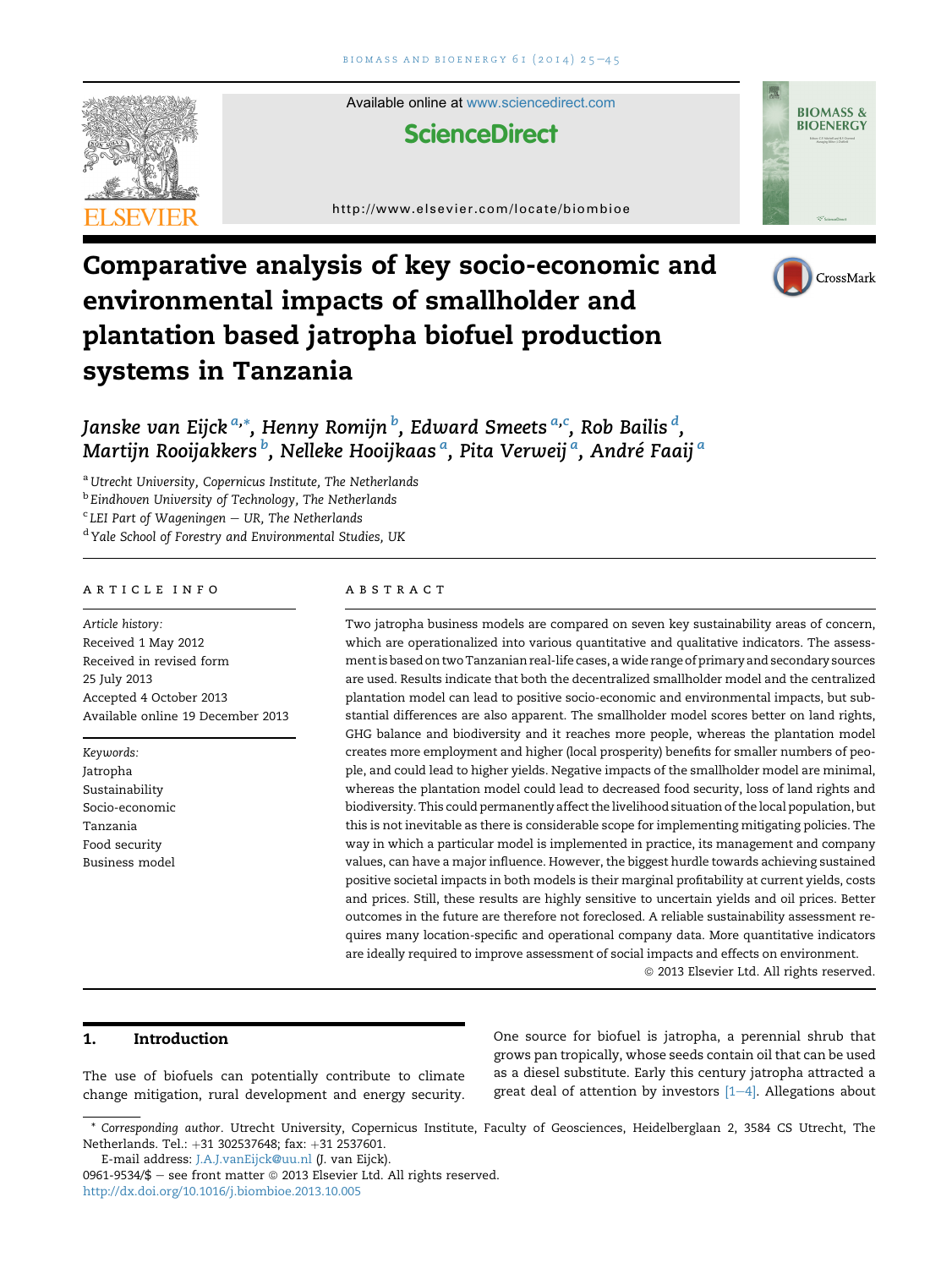# Comparative analysis of key socio-economic and environmental impacts of smallholder and plantation based jatropha biofuel production systems in Tanzania

*Janske van Eijck* [a,*], *Henny Romijn* [b], *Edward Smeets* [a,c], *Rob Bailis* [d], *Martijn Rooijakkers* [b], *Nelleke Hooijkaas* [a], *Pita Verweij* [a], *André Faaij* [a]

[a] *Utrecht University, Copernicus Institute, The Netherlands*
[b] *Eindhoven University of Technology, The Netherlands*
[c] *LEI Part of Wageningen – UR, The Netherlands*
[d] *Yale School of Forestry and Environmental Studies, UK*

## ARTICLE INFO

*Article history:*
Received 1 May 2012
Received in revised form
25 July 2013
Accepted 4 October 2013
Available online 19 December 2013

*Keywords:*
Jatropha
Sustainability
Socio-economic
Tanzania
Food security
Business model

## ABSTRACT

Two jatropha business models are compared on seven key sustainability areas of concern, which are operationalized into various quantitative and qualitative indicators. The assessment is based on two Tanzanian real-life cases, a wide range of primary and secondary sources are used. Results indicate that both the decentralized smallholder model and the centralized plantation model can lead to positive socio-economic and environmental impacts, but substantial differences are also apparent. The smallholder model scores better on land rights, GHG balance and biodiversity and it reaches more people, whereas the plantation model creates more employment and higher (local prosperity) benefits for smaller numbers of people, and could lead to higher yields. Negative impacts of the smallholder model are minimal, whereas the plantation model could lead to decreased food security, loss of land rights and biodiversity. This could permanently affect the livelihood situation of the local population, but this is not inevitable as there is considerable scope for implementing mitigating policies. The way in which a particular model is implemented in practice, its management and company values, can have a major influence. However, the biggest hurdle towards achieving sustained positive societal impacts in both models is their marginal profitability at current yields, costs and prices. Still, these results are highly sensitive to uncertain yields and oil prices. Better outcomes in the future are therefore not foreclosed. A reliable sustainability assessment requires many location-specific and operational company data. More quantitative indicators are ideally required to improve assessment of social impacts and effects on environment.

© 2013 Elsevier Ltd. All rights reserved.

## 1. Introduction

The use of biofuels can potentially contribute to climate change mitigation, rural development and energy security. One source for biofuel is jatropha, a perennial shrub that grows pan tropically, whose seeds contain oil that can be used as a diesel substitute. Early this century jatropha attracted a great deal of attention by investors [1–4]. Allegations about

---

* Corresponding author. Utrecht University, Copernicus Institute, Faculty of Geosciences, Heidelberglaan 2, 3584 CS Utrecht, The Netherlands. Tel.: +31 302537648; fax: +31 2537601.
E-mail address: J.A.J.vanEijck@uu.nl (J. van Eijck).

0961-9534/$ – see front matter © 2013 Elsevier Ltd. All rights reserved.
http://dx.doi.org/10.1016/j.biombioe.2013.10.005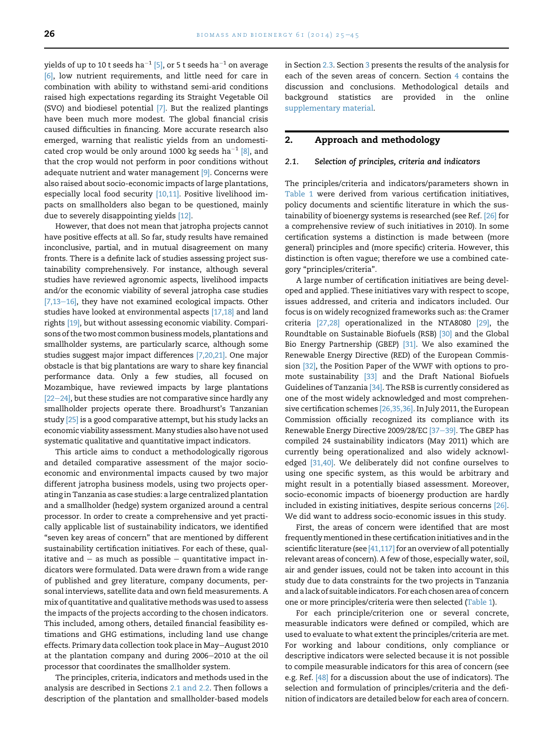yields of up to 10 t seeds $ha^{-1}$ [5], or 5 t seeds $ha^{-1}$ on average [6], low nutrient requirements, and little need for care in combination with ability to withstand semi-arid conditions raised high expectations regarding its Straight Vegetable Oil (SVO) and biodiesel potential [7]. But the realized plantings have been much more modest. The global financial crisis caused difficulties in financing. More accurate research also emerged, warning that realistic yields from an undomesticated crop would be only around 1000 kg seeds $ha^{-1}$ [8], and that the crop would not perform in poor conditions without adequate nutrient and water management [9]. Concerns were also raised about socio-economic impacts of large plantations, especially local food security [10,11]. Positive livelihood impacts on smallholders also began to be questioned, mainly due to severely disappointing yields [12].

However, that does not mean that jatropha projects cannot have positive effects at all. So far, study results have remained inconclusive, partial, and in mutual disagreement on many fronts. There is a definite lack of studies assessing project sustainability comprehensively. For instance, although several studies have reviewed agronomic aspects, livelihood impacts and/or the economic viability of several jatropha case studies [7,13–16], they have not examined ecological impacts. Other studies have looked at environmental aspects [17,18] and land rights [19], but without assessing economic viability. Comparisons of the two most common business models, plantations and smallholder systems, are particularly scarce, although some studies suggest major impact differences [7,20,21]. One major obstacle is that big plantations are wary to share key financial performance data. Only a few studies, all focused on Mozambique, have reviewed impacts by large plantations [22–24], but these studies are not comparative since hardly any smallholder projects operate there. Broadhurst's Tanzanian study [25] is a good comparative attempt, but his study lacks an economic viability assessment. Many studies also have not used systematic qualitative and quantitative impact indicators.

This article aims to conduct a methodologically rigorous and detailed comparative assessment of the major socio-economic and environmental impacts caused by two major different jatropha business models, using two projects operating in Tanzania as case studies: a large centralized plantation and a smallholder (hedge) system organized around a central processor. In order to create a comprehensive and yet practically applicable list of sustainability indicators, we identified "seven key areas of concern" that are mentioned by different sustainability certification initiatives. For each of these, qualitative and – as much as possible – quantitative impact indicators were formulated. Data were drawn from a wide range of published and grey literature, company documents, personal interviews, satellite data and own field measurements. A mix of quantitative and qualitative methods was used to assess the impacts of the projects according to the chosen indicators. This included, among others, detailed financial feasibility estimations and GHG estimations, including land use change effects. Primary data collection took place in May–August 2010 at the plantation company and during 2006–2010 at the oil processor that coordinates the smallholder system.

The principles, criteria, indicators and methods used in the analysis are described in Sections 2.1 and 2.2. Then follows a description of the plantation and smallholder-based models in Section 2.3. Section 3 presents the results of the analysis for each of the seven areas of concern. Section 4 contains the discussion and conclusions. Methodological details and background statistics are provided in the online supplementary material.

## 2. Approach and methodology

### 2.1. Selection of principles, criteria and indicators

The principles/criteria and indicators/parameters shown in Table 1 were derived from various certification initiatives, policy documents and scientific literature in which the sustainability of bioenergy systems is researched (see Ref. [26] for a comprehensive review of such initiatives in 2010). In some certification systems a distinction is made between (more general) principles and (more specific) criteria. However, this distinction is often vague; therefore we use a combined category "principles/criteria".

A large number of certification initiatives are being developed and applied. These initiatives vary with respect to scope, issues addressed, and criteria and indicators included. Our focus is on widely recognized frameworks such as: the Cramer criteria [27,28] operationalized in the NTA8080 [29], the Roundtable on Sustainable Biofuels (RSB) [30] and the Global Bio Energy Partnership (GBEP) [31]. We also examined the Renewable Energy Directive (RED) of the European Commission [32], the Position Paper of the WWF with options to promote sustainability [33] and the Draft National Biofuels Guidelines of Tanzania [34]. The RSB is currently considered as one of the most widely acknowledged and most comprehensive certification schemes [26,35,36]. In July 2011, the European Commission officially recognized its compliance with its Renewable Energy Directive 2009/28/EC [37–39]. The GBEP has compiled 24 sustainability indicators (May 2011) which are currently being operationalized and also widely acknowledged [31,40]. We deliberately did not confine ourselves to using one specific system, as this would be arbitrary and might result in a potentially biased assessment. Moreover, socio-economic impacts of bioenergy production are hardly included in existing initiatives, despite serious concerns [26]. We did want to address socio-economic issues in this study.

First, the areas of concern were identified that are most frequently mentioned in these certification initiatives and in the scientific literature (see [41,117] for an overview of all potentially relevant areas of concern). A few of those, especially water, soil, air and gender issues, could not be taken into account in this study due to data constraints for the two projects in Tanzania and a lack of suitable indicators. For each chosen area of concern one or more principles/criteria were then selected (Table 1).

For each principle/criterion one or several concrete, measurable indicators were defined or compiled, which are used to evaluate to what extent the principles/criteria are met. For working and labour conditions, only compliance or descriptive indicators were selected because it is not possible to compile measurable indicators for this area of concern (see e.g. Ref. [48] for a discussion about the use of indicators). The selection and formulation of principles/criteria and the definition of indicators are detailed below for each area of concern.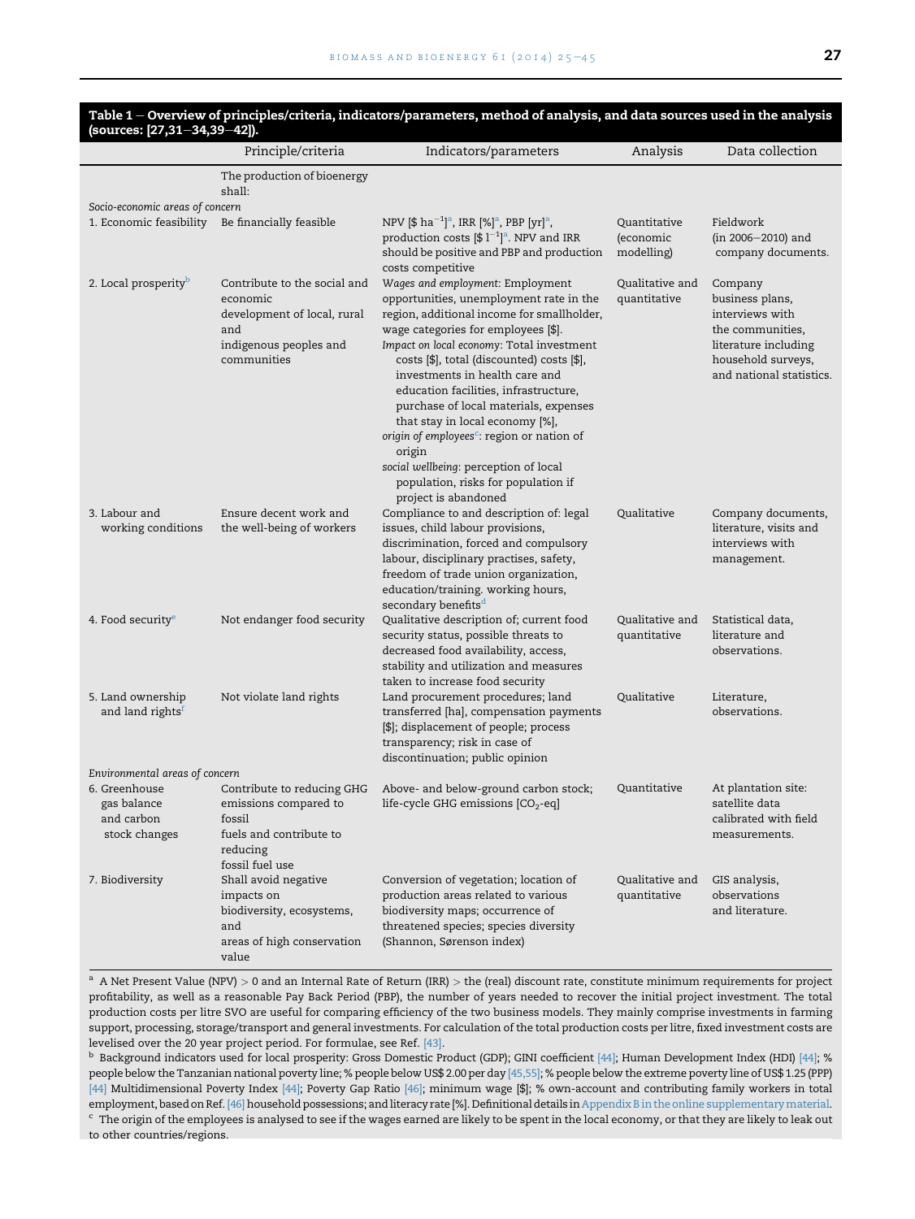**Table 1 – Overview of principles/criteria, indicators/parameters, method of analysis, and data sources used in the analysis (sources: [27,31–34,39–42]).**

| | Principle/criteria | Indicators/parameters | Analysis | Data collection |
|---|---|---|---|---|
| | The production of bioenergy shall: | | | |
| *Socio-economic areas of concern* | | | | |
| 1. Economic feasibility | Be financially feasible | NPV [\$ $ha^{-1}$][a], IRR [%][a], PBP [yr][a], production costs [\$ $l^{-1}$][a]. NPV and IRR should be positive and PBP and production costs competitive | Quantitative (economic modelling) | Fieldwork (in 2006–2010) and company documents. |
| 2. Local prosperity[b] | Contribute to the social and economic development of local, rural and indigenous peoples and communities | *Wages and employment*: Employment opportunities, unemployment rate in the region, additional income for smallholder, wage categories for employees [\$]. *Impact on local economy*: Total investment costs [\$], total (discounted) costs [\$], investments in health care and education facilities, infrastructure, purchase of local materials, expenses that stay in local economy [%], *origin of employees*[c]: region or nation of origin *social wellbeing*: perception of local population, risks for population if project is abandoned | Qualitative and quantitative | Company business plans, interviews with the communities, literature including household surveys, and national statistics. |
| 3. Labour and working conditions | Ensure decent work and the well-being of workers | Compliance to and description of: legal issues, child labour provisions, discrimination, forced and compulsory labour, disciplinary practises, safety, freedom of trade union organization, education/training. working hours, secondary benefits[d] | Qualitative | Company documents, literature, visits and interviews with management. |
| 4. Food security[e] | Not endanger food security | Qualitative description of; current food security status, possible threats to decreased food availability, access, stability and utilization and measures taken to increase food security | Qualitative and quantitative | Statistical data, literature and observations. |
| 5. Land ownership and land rights[f] | Not violate land rights | Land procurement procedures; land transferred [ha], compensation payments [\$]; displacement of people; process transparency; risk in case of discontinuation; public opinion | Qualitative | Literature, observations. |
| *Environmental areas of concern* | | | | |
| 6. Greenhouse gas balance and carbon stock changes | Contribute to reducing GHG emissions compared to fossil fuels and contribute to reducing fossil fuel use | Above- and below-ground carbon stock; life-cycle GHG emissions [$CO_2$-eq] | Quantitative | At plantation site: satellite data calibrated with field measurements. |
| 7. Biodiversity | Shall avoid negative impacts on biodiversity, ecosystems, and areas of high conservation value | Conversion of vegetation; location of production areas related to various biodiversity maps; occurrence of threatened species; species diversity (Shannon, Sørenson index) | Qualitative and quantitative | GIS analysis, observations and literature. |

[a] A Net Present Value (NPV) > 0 and an Internal Rate of Return (IRR) > the (real) discount rate, constitute minimum requirements for project profitability, as well as a reasonable Pay Back Period (PBP), the number of years needed to recover the initial project investment. The total production costs per litre SVO are useful for comparing efficiency of the two business models. They mainly comprise investments in farming support, processing, storage/transport and general investments. For calculation of the total production costs per litre, fixed investment costs are levelised over the 20 year project period. For formulae, see Ref. [43].

[b] Background indicators used for local prosperity: Gross Domestic Product (GDP); GINI coefficient [44]; Human Development Index (HDI) [44]; % people below the Tanzanian national poverty line; % people below US\$ 2.00 per day [45,55]; % people below the extreme poverty line of US\$ 1.25 (PPP) [44] Multidimensional Poverty Index [44]; Poverty Gap Ratio [46]; minimum wage [\$]; % own-account and contributing family workers in total employment, based on Ref. [46] household possessions; and literacy rate [%]. Definitional details in Appendix B in the online supplementary material.

[c] The origin of the employees is analysed to see if the wages earned are likely to be spent in the local economy, or that they are likely to leak out to other countries/regions.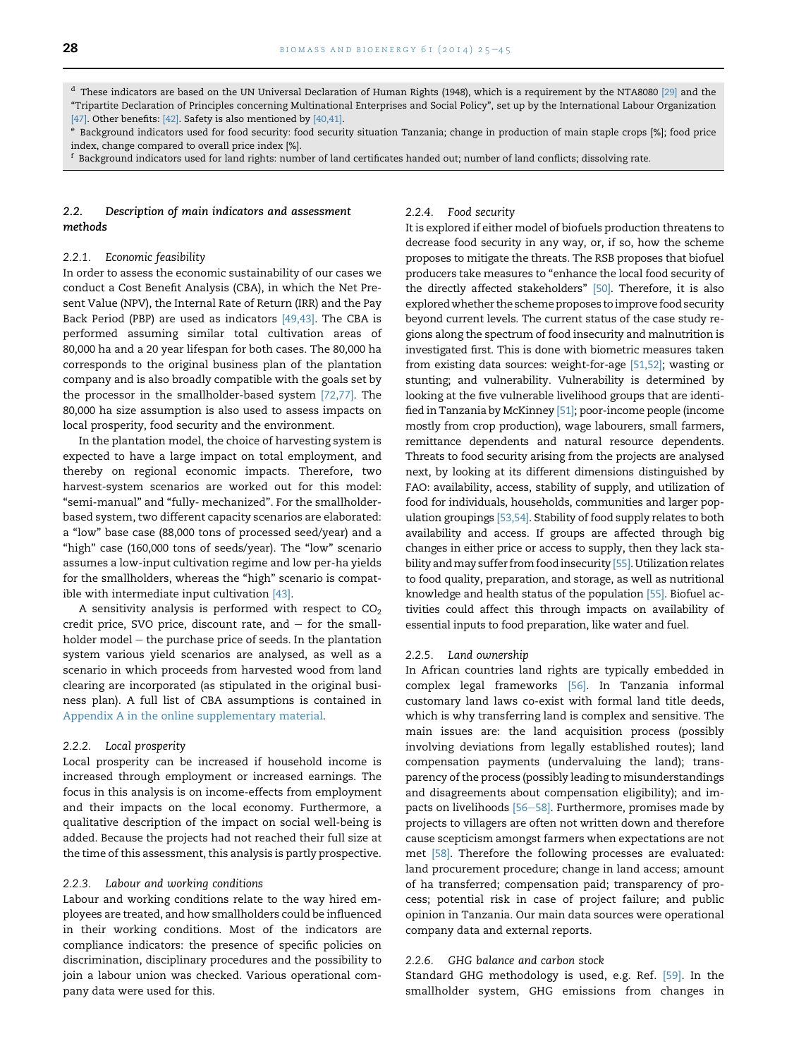[d] These indicators are based on the UN Universal Declaration of Human Rights (1948), which is a requirement by the NTA8080 [29] and the "Tripartite Declaration of Principles concerning Multinational Enterprises and Social Policy", set up by the International Labour Organization [47]. Other benefits: [42]. Safety is also mentioned by [40,41].

[e] Background indicators used for food security: food security situation Tanzania; change in production of main staple crops [%]; food price index, change compared to overall price index [%].

[f] Background indicators used for land rights: number of land certificates handed out; number of land conflicts; dissolving rate.

## 2.2. Description of main indicators and assessment methods

### 2.2.1. Economic feasibility

In order to assess the economic sustainability of our cases we conduct a Cost Benefit Analysis (CBA), in which the Net Present Value (NPV), the Internal Rate of Return (IRR) and the Pay Back Period (PBP) are used as indicators [49,43]. The CBA is performed assuming similar total cultivation areas of 80,000 ha and a 20 year lifespan for both cases. The 80,000 ha corresponds to the original business plan of the plantation company and is also broadly compatible with the goals set by the processor in the smallholder-based system [72,77]. The 80,000 ha size assumption is also used to assess impacts on local prosperity, food security and the environment.

In the plantation model, the choice of harvesting system is expected to have a large impact on total employment, and thereby on regional economic impacts. Therefore, two harvest-system scenarios are worked out for this model: "semi-manual" and "fully- mechanized". For the smallholder-based system, two different capacity scenarios are elaborated: a "low" base case (88,000 tons of processed seed/year) and a "high" case (160,000 tons of seeds/year). The "low" scenario assumes a low-input cultivation regime and low per-ha yields for the smallholders, whereas the "high" scenario is compatible with intermediate input cultivation [43].

A sensitivity analysis is performed with respect to $CO_2$ credit price, SVO price, discount rate, and – for the smallholder model – the purchase price of seeds. In the plantation system various yield scenarios are analysed, as well as a scenario in which proceeds from harvested wood from land clearing are incorporated (as stipulated in the original business plan). A full list of CBA assumptions is contained in Appendix A in the online supplementary material.

### 2.2.2. Local prosperity

Local prosperity can be increased if household income is increased through employment or increased earnings. The focus in this analysis is on income-effects from employment and their impacts on the local economy. Furthermore, a qualitative description of the impact on social well-being is added. Because the projects had not reached their full size at the time of this assessment, this analysis is partly prospective.

### 2.2.3. Labour and working conditions

Labour and working conditions relate to the way hired employees are treated, and how smallholders could be influenced in their working conditions. Most of the indicators are compliance indicators: the presence of specific policies on discrimination, disciplinary procedures and the possibility to join a labour union was checked. Various operational company data were used for this.

### 2.2.4. Food security

It is explored if either model of biofuels production threatens to decrease food security in any way, or, if so, how the scheme proposes to mitigate the threats. The RSB proposes that biofuel producers take measures to "enhance the local food security of the directly affected stakeholders" [50]. Therefore, it is also explored whether the scheme proposes to improve food security beyond current levels. The current status of the case study regions along the spectrum of food insecurity and malnutrition is investigated first. This is done with biometric measures taken from existing data sources: weight-for-age [51,52]; wasting or stunting; and vulnerability. Vulnerability is determined by looking at the five vulnerable livelihood groups that are identified in Tanzania by McKinney [51]; poor-income people (income mostly from crop production), wage labourers, small farmers, remittance dependents and natural resource dependents. Threats to food security arising from the projects are analysed next, by looking at its different dimensions distinguished by FAO: availability, access, stability of supply, and utilization of food for individuals, households, communities and larger population groupings [53,54]. Stability of food supply relates to both availability and access. If groups are affected through big changes in either price or access to supply, then they lack stability and may suffer from food insecurity [55]. Utilization relates to food quality, preparation, and storage, as well as nutritional knowledge and health status of the population [55]. Biofuel activities could affect this through impacts on availability of essential inputs to food preparation, like water and fuel.

### 2.2.5. Land ownership

In African countries land rights are typically embedded in complex legal frameworks [56]. In Tanzania informal customary land laws co-exist with formal land title deeds, which is why transferring land is complex and sensitive. The main issues are: the land acquisition process (possibly involving deviations from legally established routes); land compensation payments (undervaluing the land); transparency of the process (possibly leading to misunderstandings and disagreements about compensation eligibility); and impacts on livelihoods [56–58]. Furthermore, promises made by projects to villagers are often not written down and therefore cause scepticism amongst farmers when expectations are not met [58]. Therefore the following processes are evaluated: land procurement procedure; change in land access; amount of ha transferred; compensation paid; transparency of process; potential risk in case of project failure; and public opinion in Tanzania. Our main data sources were operational company data and external reports.

### 2.2.6. GHG balance and carbon stock

Standard GHG methodology is used, e.g. Ref. [59]. In the smallholder system, GHG emissions from changes in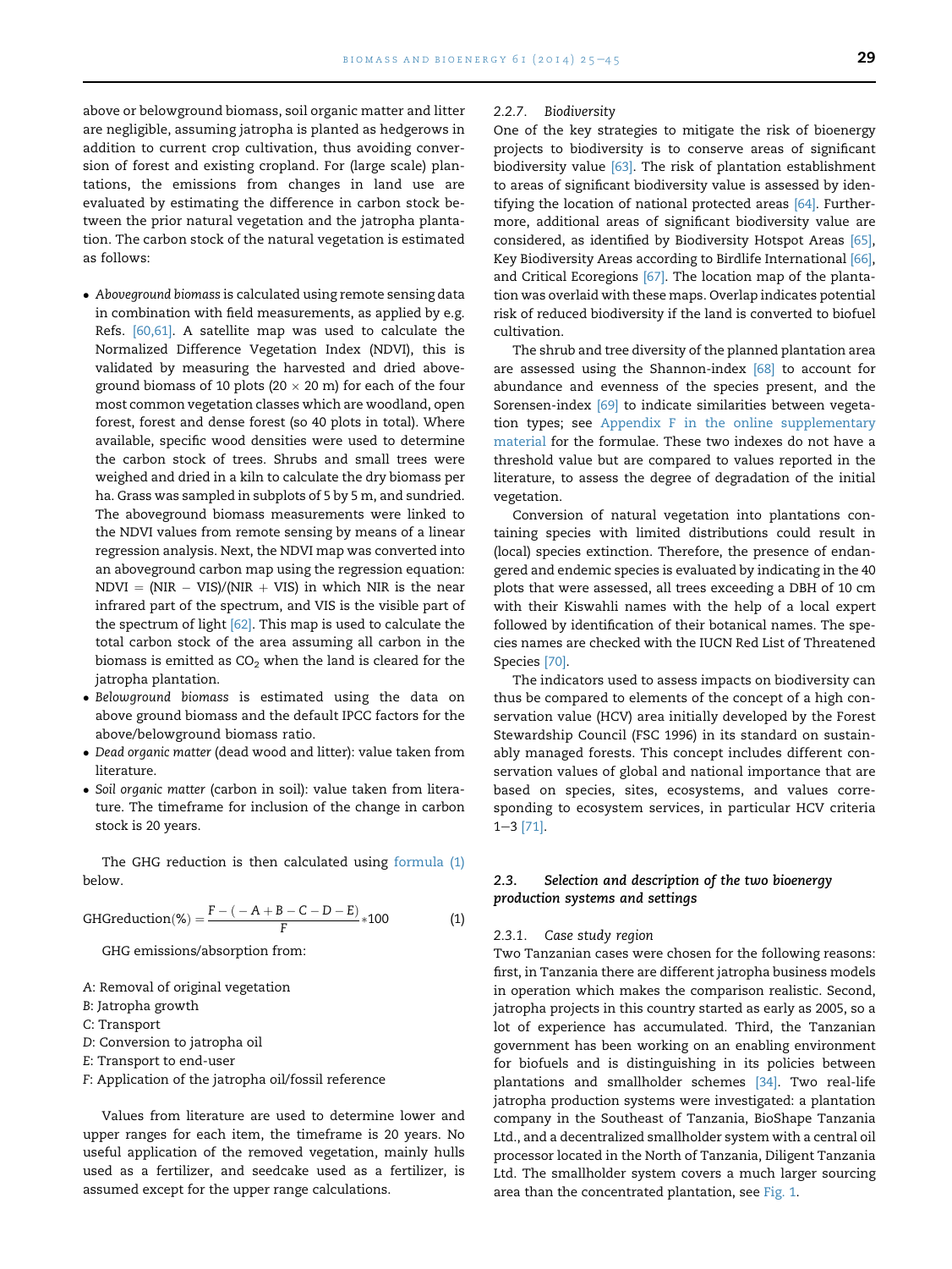above or belowground biomass, soil organic matter and litter are negligible, assuming jatropha is planted as hedgerows in addition to current crop cultivation, thus avoiding conversion of forest and existing cropland. For (large scale) plantations, the emissions from changes in land use are evaluated by estimating the difference in carbon stock between the prior natural vegetation and the jatropha plantation. The carbon stock of the natural vegetation is estimated as follows:

- *Aboveground biomass* is calculated using remote sensing data in combination with field measurements, as applied by e.g. Refs. [60,61]. A satellite map was used to calculate the Normalized Difference Vegetation Index (NDVI), this is validated by measuring the harvested and dried aboveground biomass of 10 plots (20 × 20 m) for each of the four most common vegetation classes which are woodland, open forest, forest and dense forest (so 40 plots in total). Where available, specific wood densities were used to determine the carbon stock of trees. Shrubs and small trees were weighed and dried in a kiln to calculate the dry biomass per ha. Grass was sampled in subplots of 5 by 5 m, and sundried. The aboveground biomass measurements were linked to the NDVI values from remote sensing by means of a linear regression analysis. Next, the NDVI map was converted into an aboveground carbon map using the regression equation: NDVI = (NIR − VIS)/(NIR + VIS) in which NIR is the near infrared part of the spectrum, and VIS is the visible part of the spectrum of light [62]. This map is used to calculate the total carbon stock of the area assuming all carbon in the biomass is emitted as $CO_2$ when the land is cleared for the jatropha plantation.
- *Belowground biomass* is estimated using the data on above ground biomass and the default IPCC factors for the above/belowground biomass ratio.
- *Dead organic matter* (dead wood and litter): value taken from literature.
- *Soil organic matter* (carbon in soil): value taken from literature. The timeframe for inclusion of the change in carbon stock is 20 years.

The GHG reduction is then calculated using formula (1) below.

$$\text{GHGreduction}(\%) = \frac{F - (-A + B - C - D - E)}{F} * 100 \qquad (1)$$

GHG emissions/absorption from:

*A*: Removal of original vegetation
*B*: Jatropha growth
*C*: Transport
*D*: Conversion to jatropha oil
*E*: Transport to end-user
*F*: Application of the jatropha oil/fossil reference

Values from literature are used to determine lower and upper ranges for each item, the timeframe is 20 years. No useful application of the removed vegetation, mainly hulls used as a fertilizer, and seedcake used as a fertilizer, is assumed except for the upper range calculations.

#### 2.2.7. Biodiversity

One of the key strategies to mitigate the risk of bioenergy projects to biodiversity is to conserve areas of significant biodiversity value [63]. The risk of plantation establishment to areas of significant biodiversity value is assessed by identifying the location of national protected areas [64]. Furthermore, additional areas of significant biodiversity value are considered, as identified by Biodiversity Hotspot Areas [65], Key Biodiversity Areas according to Birdlife International [66], and Critical Ecoregions [67]. The location map of the plantation was overlaid with these maps. Overlap indicates potential risk of reduced biodiversity if the land is converted to biofuel cultivation.

The shrub and tree diversity of the planned plantation area are assessed using the Shannon-index [68] to account for abundance and evenness of the species present, and the Sorensen-index [69] to indicate similarities between vegetation types; see Appendix F in the online supplementary material for the formulae. These two indexes do not have a threshold value but are compared to values reported in the literature, to assess the degree of degradation of the initial vegetation.

Conversion of natural vegetation into plantations containing species with limited distributions could result in (local) species extinction. Therefore, the presence of endangered and endemic species is evaluated by indicating in the 40 plots that were assessed, all trees exceeding a DBH of 10 cm with their Kiswahli names with the help of a local expert followed by identification of their botanical names. The species names are checked with the IUCN Red List of Threatened Species [70].

The indicators used to assess impacts on biodiversity can thus be compared to elements of the concept of a high conservation value (HCV) area initially developed by the Forest Stewardship Council (FSC 1996) in its standard on sustainably managed forests. This concept includes different conservation values of global and national importance that are based on species, sites, ecosystems, and values corresponding to ecosystem services, in particular HCV criteria 1–3 [71].

### 2.3. Selection and description of the two bioenergy production systems and settings

#### 2.3.1. Case study region

Two Tanzanian cases were chosen for the following reasons: first, in Tanzania there are different jatropha business models in operation which makes the comparison realistic. Second, jatropha projects in this country started as early as 2005, so a lot of experience has accumulated. Third, the Tanzanian government has been working on an enabling environment for biofuels and is distinguishing in its policies between plantations and smallholder schemes [34]. Two real-life jatropha production systems were investigated: a plantation company in the Southeast of Tanzania, BioShape Tanzania Ltd., and a decentralized smallholder system with a central oil processor located in the North of Tanzania, Diligent Tanzania Ltd. The smallholder system covers a much larger sourcing area than the concentrated plantation, see Fig. 1.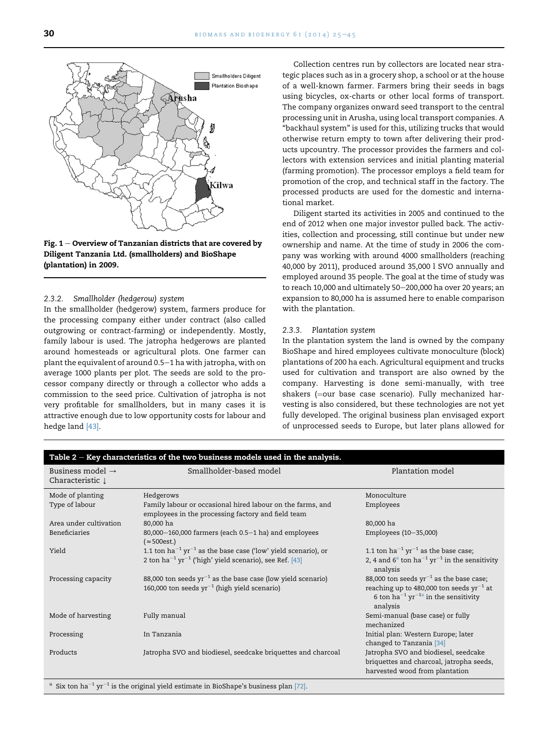Fig. 1 – Overview of Tanzanian districts that are covered by Diligent Tanzania Ltd. (smallholders) and BioShape (plantation) in 2009.

#### 2.3.2. Smallholder (hedgerow) system

In the smallholder (hedgerow) system, farmers produce for the processing company either under contract (also called outgrowing or contract-farming) or independently. Mostly, family labour is used. The jatropha hedgerows are planted around homesteads or agricultural plots. One farmer can plant the equivalent of around 0.5–1 ha with jatropha, with on average 1000 plants per plot. The seeds are sold to the processor company directly or through a collector who adds a commission to the seed price. Cultivation of jatropha is not very profitable for smallholders, but in many cases it is attractive enough due to low opportunity costs for labour and hedge land [43].

Collection centres run by collectors are located near strategic places such as in a grocery shop, a school or at the house of a well-known farmer. Farmers bring their seeds in bags using bicycles, ox-charts or other local forms of transport. The company organizes onward seed transport to the central processing unit in Arusha, using local transport companies. A "backhaul system" is used for this, utilizing trucks that would otherwise return empty to town after delivering their products upcountry. The processor provides the farmers and collectors with extension services and initial planting material (farming promotion). The processor employs a field team for promotion of the crop, and technical staff in the factory. The processed products are used for the domestic and international market.

Diligent started its activities in 2005 and continued to the end of 2012 when one major investor pulled back. The activities, collection and processing, still continue but under new ownership and name. At the time of study in 2006 the company was working with around 4000 smallholders (reaching 40,000 by 2011), produced around 35,000 l SVO annually and employed around 35 people. The goal at the time of study was to reach 10,000 and ultimately 50–200,000 ha over 20 years; an expansion to 80,000 ha is assumed here to enable comparison with the plantation.

#### 2.3.3. Plantation system

In the plantation system the land is owned by the company BioShape and hired employees cultivate monoculture (block) plantations of 200 ha each. Agricultural equipment and trucks used for cultivation and transport are also owned by the company. Harvesting is done semi-manually, with tree shakers (=our base case scenario). Fully mechanized harvesting is also considered, but these technologies are not yet fully developed. The original business plan envisaged export of unprocessed seeds to Europe, but later plans allowed for

**Table 2 – Key characteristics of the two business models used in the analysis.**

| Business model → Characteristic ↓ | Smallholder-based model | Plantation model |
|---|---|---|
| Mode of planting | Hedgerows | Monoculture |
| Type of labour | Family labour or occasional hired labour on the farms, and employees in the processing factory and field team | Employees |
| Area under cultivation | 80,000 ha | 80,000 ha |
| Beneficiaries | 80,000–160,000 farmers (each 0.5–1 ha) and employees (≈500est.) | Employees (10–35,000) |
| Yield | 1.1 ton $ha^{-1}$ $yr^{-1}$ as the base case ('low' yield scenario), or 2 ton $ha^{-1}$ $yr^{-1}$ ('high' yield scenario), see Ref. [43] | 1.1 ton $ha^{-1}$ $yr^{-1}$ as the base case; 2, 4 and 6[a] ton $ha^{-1}$ $yr^{-1}$ in the sensitivity analysis |
| Processing capacity | 88,000 ton seeds $yr^{-1}$ as the base case (low yield scenario) 160,000 ton seeds $yr^{-1}$ (high yield scenario) | 88,000 ton seeds $yr^{-1}$ as the base case; reaching up to 480,000 ton seeds $yr^{-1}$ at 6 ton $ha^{-1}$ $yr^{-1}$[a] in the sensitivity analysis |
| Mode of harvesting | Fully manual | Semi-manual (base case) or fully mechanized |
| Processing | In Tanzania | Initial plan: Western Europe; later changed to Tanzania [34] |
| Products | Jatropha SVO and biodiesel, seedcake briquettes and charcoal | Jatropha SVO and biodiesel, seedcake briquettes and charcoal, jatropha seeds, harvested wood from plantation |

[a] Six ton $ha^{-1}$ $yr^{-1}$ is the original yield estimate in BioShape's business plan [72].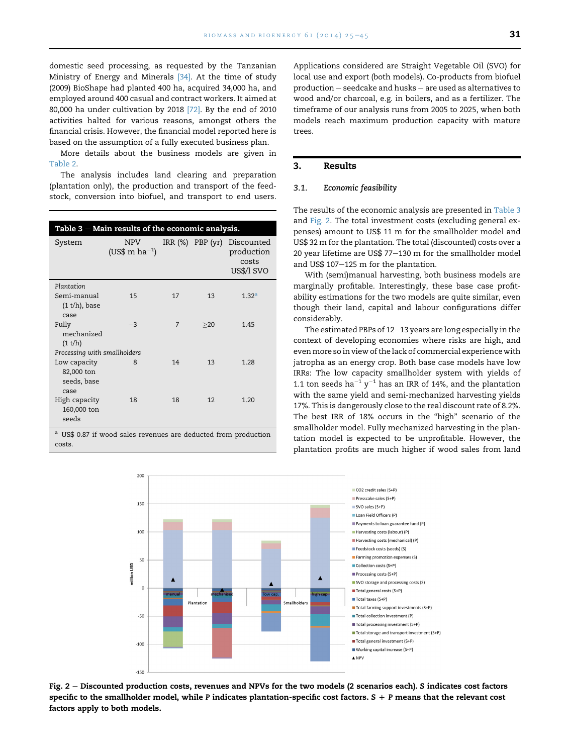domestic seed processing, as requested by the Tanzanian Ministry of Energy and Minerals [34]. At the time of study (2009) BioShape had planted 400 ha, acquired 34,000 ha, and employed around 400 casual and contract workers. It aimed at 80,000 ha under cultivation by 2018 [72]. By the end of 2010 activities halted for various reasons, amongst others the financial crisis. However, the financial model reported here is based on the assumption of a fully executed business plan.

More details about the business models are given in Table 2.

The analysis includes land clearing and preparation (plantation only), the production and transport of the feedstock, conversion into biofuel, and transport to end users. Applications considered are Straight Vegetable Oil (SVO) for local use and export (both models). Co-products from biofuel production – seedcake and husks – are used as alternatives to wood and/or charcoal, e.g. in boilers, and as a fertilizer. The timeframe of our analysis runs from 2005 to 2025, when both models reach maximum production capacity with mature trees.

**Table 3 – Main results of the economic analysis.**

| System | NPV (US$ m ha$^{-1}$) | IRR (%) | PBP (yr) | Discounted production costs US$/l SVO |
|---|---|---|---|---|
| *Plantation* | | | | |
| Semi-manual (1 t/h), base case | 15 | 17 | 13 | 1.32[a] |
| Fully mechanized (1 t/h) | −3 | 7 | ≥20 | 1.45 |
| *Processing with smallholders* | | | | |
| Low capacity 82,000 ton seeds, base case | 8 | 14 | 13 | 1.28 |
| High capacity 160,000 ton seeds | 18 | 18 | 12 | 1.20 |

[a] US$ 0.87 if wood sales revenues are deducted from production costs.

## 3. Results

### 3.1. *Economic feasibility*

The results of the economic analysis are presented in Table 3 and Fig. 2. The total investment costs (excluding general expenses) amount to US$ 11 m for the smallholder model and US$ 32 m for the plantation. The total (discounted) costs over a 20 year lifetime are US$ 77–130 m for the smallholder model and US$ 107–125 m for the plantation.

With (semi)manual harvesting, both business models are marginally profitable. Interestingly, these base case profitability estimations for the two models are quite similar, even though their land, capital and labour configurations differ considerably.

The estimated PBPs of 12–13 years are long especially in the context of developing economies where risks are high, and even more so in view of the lack of commercial experience with jatropha as an energy crop. Both base case models have low IRRs: The low capacity smallholder system with yields of 1.1 ton seeds ha$^{-1}$ y$^{-1}$ has an IRR of 14%, and the plantation with the same yield and semi-mechanized harvesting yields 17%. This is dangerously close to the real discount rate of 8.2%. The best IRR of 18% occurs in the "high" scenario of the smallholder model. Fully mechanized harvesting in the plantation model is expected to be unprofitable. However, the plantation profits are much higher if wood sales from land

Fig. 2 – Discounted production costs, revenues and NPVs for the two models (2 scenarios each). S indicates cost factors specific to the smallholder model, while P indicates plantation-specific cost factors. S + P means that the relevant cost factors apply to both models.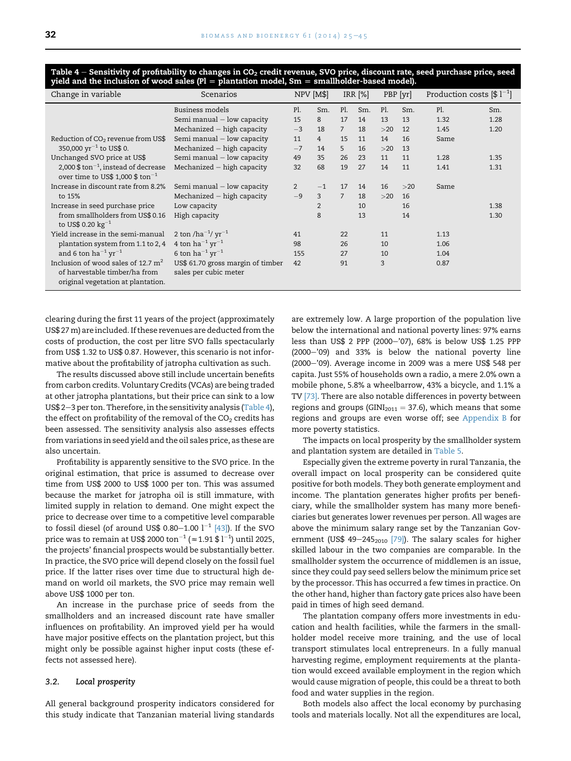**Table 4 – Sensitivity of profitability to changes in $CO_2$ credit revenue, SVO price, discount rate, seed purchase price, seed yield and the inclusion of wood sales (Pl = plantation model, Sm = smallholder-based model).**

| Change in variable | Scenarios | NPV [M$] | | IRR [%] | | PBP [yr] | | Production costs [$ $l^{-1}$] | |
|---|---|---|---|---|---|---|---|---|---|
| | Business models | Pl. | Sm. | Pl. | Sm. | Pl. | Sm. | Pl. | Sm. |
| | Semi manual – low capacity | 15 | 8 | 17 | 14 | 13 | 13 | 1.32 | 1.28 |
| | Mechanized – high capacity | −3 | 18 | 7 | 18 | >20 | 12 | 1.45 | 1.20 |
| Reduction of $CO_2$ revenue from US$ 350,000 $yr^{-1}$ to US$ 0. | Semi manual – low capacity | 11 | 4 | 15 | 11 | 14 | 16 | Same | |
| | Mechanized – high capacity | −7 | 14 | 5 | 16 | >20 | 13 | | |
| Unchanged SVO price at US$ 2,000 $ $ton^{-1}$, instead of decrease over time to US$ 1,000 $ $ton^{-1}$ | Semi manual – low capacity | 49 | 35 | 26 | 23 | 11 | 11 | 1.28 | 1.35 |
| | Mechanized – high capacity | 32 | 68 | 19 | 27 | 14 | 11 | 1.41 | 1.31 |
| Increase in discount rate from 8.2% to 15% | Semi manual – low capacity | 2 | −1 | 17 | 14 | 16 | >20 | Same | |
| | Mechanized – high capacity | −9 | 3 | 7 | 18 | >20 | 16 | | |
| Increase in seed purchase price from smallholders from US$ 0.16 to US$ 0.20 $kg^{-1}$ | Low capacity | | 2 | | 10 | | 16 | | 1.38 |
| | High capacity | | 8 | | 13 | | 14 | | 1.30 |
| Yield increase in the semi-manual plantation system from 1.1 to 2, 4 and 6 ton $ha^{-1}$ $yr^{-1}$ | 2 ton /$ha^{-1}$/ $yr^{-1}$ | 41 | | 22 | | 11 | | 1.13 | |
| | 4 ton $ha^{-1}$ $yr^{-1}$ | 98 | | 26 | | 10 | | 1.06 | |
| | 6 ton $ha^{-1}$ $yr^{-1}$ | 155 | | 27 | | 10 | | 1.04 | |
| Inclusion of wood sales of 12.7 $m^2$ of harvestable timber/ha from original vegetation at plantation. | US$ 61.70 gross margin of timber sales per cubic meter | 42 | | 91 | | 3 | | 0.87 | |

clearing during the first 11 years of the project (approximately US$ 27 m) are included. If these revenues are deducted from the costs of production, the cost per litre SVO falls spectacularly from US$ 1.32 to US$ 0.87. However, this scenario is not informative about the profitability of jatropha cultivation as such.

The results discussed above still include uncertain benefits from carbon credits. Voluntary Credits (VCAs) are being traded at other jatropha plantations, but their price can sink to a low US$ 2–3 per ton. Therefore, in the sensitivity analysis (Table 4), the effect on profitability of the removal of the $CO_2$ credits has been assessed. The sensitivity analysis also assesses effects from variations in seed yield and the oil sales price, as these are also uncertain.

Profitability is apparently sensitive to the SVO price. In the original estimation, that price is assumed to decrease over time from US$ 2000 to US$ 1000 per ton. This was assumed because the market for jatropha oil is still immature, with limited supply in relation to demand. One might expect the price to decrease over time to a competitive level comparable to fossil diesel (of around US$ 0.80–1.00 $l^{-1}$ [43]). If the SVO price was to remain at US$ 2000 $ton^{-1}$ ($\approx 1.91$ $ $l^{-1}$) until 2025, the projects' financial prospects would be substantially better. In practice, the SVO price will depend closely on the fossil fuel price. If the latter rises over time due to structural high demand on world oil markets, the SVO price may remain well above US$ 1000 per ton.

An increase in the purchase price of seeds from the smallholders and an increased discount rate have smaller influences on profitability. An improved yield per ha would have major positive effects on the plantation project, but this might only be possible against higher input costs (these effects not assessed here).

### 3.2. *Local prosperity*

All general background prosperity indicators considered for this study indicate that Tanzanian material living standards are extremely low. A large proportion of the population live below the international and national poverty lines: 97% earns less than US$ 2 PPP (2000–'07), 68% is below US$ 1.25 PPP (2000–'09) and 33% is below the national poverty line (2000–'09). Average income in 2009 was a mere US$ 548 per capita. Just 55% of households own a radio, a mere 2.0% own a mobile phone, 5.8% a wheelbarrow, 43% a bicycle, and 1.1% a TV [73]. There are also notable differences in poverty between regions and groups ($GINI_{2011} = 37.6$), which means that some regions and groups are even worse off; see Appendix B for more poverty statistics.

The impacts on local prosperity by the smallholder system and plantation system are detailed in Table 5.

Especially given the extreme poverty in rural Tanzania, the overall impact on local prosperity can be considered quite positive for both models. They both generate employment and income. The plantation generates higher profits per beneficiary, while the smallholder system has many more beneficiaries but generates lower revenues per person. All wages are above the minimum salary range set by the Tanzanian Government (US$ 49–$245_{2010}$ [79]). The salary scales for higher skilled labour in the two companies are comparable. In the smallholder system the occurrence of middlemen is an issue, since they could pay seed sellers below the minimum price set by the processor. This has occurred a few times in practice. On the other hand, higher than factory gate prices also have been paid in times of high seed demand.

The plantation company offers more investments in education and health facilities, while the farmers in the smallholder model receive more training, and the use of local transport stimulates local entrepreneurs. In a fully manual harvesting regime, employment requirements at the plantation would exceed available employment in the region which would cause migration of people, this could be a threat to both food and water supplies in the region.

Both models also affect the local economy by purchasing tools and materials locally. Not all the expenditures are local,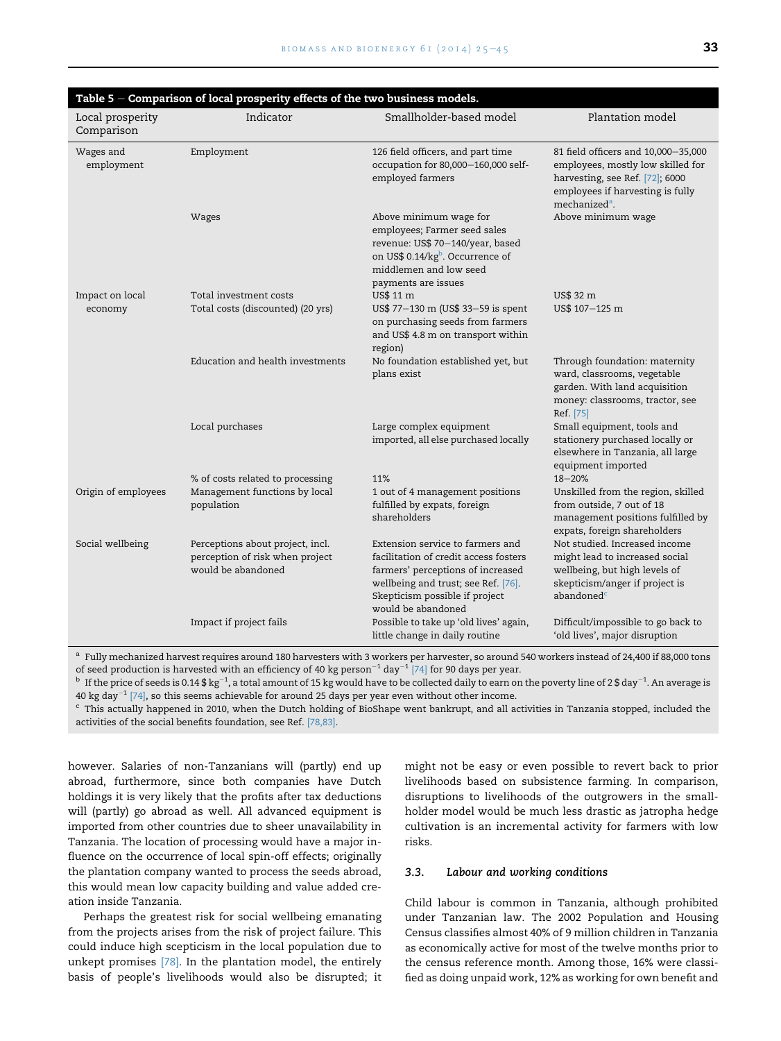**Table 5 – Comparison of local prosperity effects of the two business models.**

| Local prosperity Comparison | Indicator | Smallholder-based model | Plantation model |
|---|---|---|---|
| Wages and employment | Employment | 126 field officers, and part time occupation for 80,000–160,000 self-employed farmers | 81 field officers and 10,000–35,000 employees, mostly low skilled for harvesting, see Ref. [72]; 6000 employees if harvesting is fully mechanized[a]. |
| | Wages | Above minimum wage for employees; Farmer seed sales revenue: US$ 70–140/year, based on US$ 0.14/kg[b]. Occurrence of middlemen and low seed payments are issues | Above minimum wage |
| Impact on local economy | Total investment costs | US$ 11 m | US$ 32 m |
| | Total costs (discounted) (20 yrs) | US$ 77–130 m (US$ 33–59 is spent on purchasing seeds from farmers and US$ 4.8 m on transport within region) | US$ 107–125 m |
| | Education and health investments | No foundation established yet, but plans exist | Through foundation: maternity ward, classrooms, vegetable garden. With land acquisition money: classrooms, tractor, see Ref. [75] |
| | Local purchases | Large complex equipment imported, all else purchased locally | Small equipment, tools and stationery purchased locally or elsewhere in Tanzania, all large equipment imported |
| | % of costs related to processing | 11% | 18–20% |
| Origin of employees | Management functions by local population | 1 out of 4 management positions fulfilled by expats, foreign shareholders | Unskilled from the region, skilled from outside, 7 out of 18 management positions fulfilled by expats, foreign shareholders |
| Social wellbeing | Perceptions about project, incl. perception of risk when project would be abandoned | Extension service to farmers and facilitation of credit access fosters farmers' perceptions of increased wellbeing and trust; see Ref. [76]. Skepticism possible if project would be abandoned | Not studied. Increased income might lead to increased social wellbeing, but high levels of skepticism/anger if project is abandoned[c] |
| | Impact if project fails | Possible to take up 'old lives' again, little change in daily routine | Difficult/impossible to go back to 'old lives', major disruption |

[a] Fully mechanized harvest requires around 180 harvesters with 3 workers per harvester, so around 540 workers instead of 24,400 if 88,000 tons of seed production is harvested with an efficiency of 40 kg $\text{person}^{-1}$ $\text{day}^{-1}$ [74] for 90 days per year.
[b] If the price of seeds is 0.14 \$ $\text{kg}^{-1}$, a total amount of 15 kg would have to be collected daily to earn on the poverty line of 2 \$ $\text{day}^{-1}$. An average is 40 kg $\text{day}^{-1}$ [74], so this seems achievable for around 25 days per year even without other income.
[c] This actually happened in 2010, when the Dutch holding of BioShape went bankrupt, and all activities in Tanzania stopped, included the activities of the social benefits foundation, see Ref. [78,83].

however. Salaries of non-Tanzanians will (partly) end up abroad, furthermore, since both companies have Dutch holdings it is very likely that the profits after tax deductions will (partly) go abroad as well. All advanced equipment is imported from other countries due to sheer unavailability in Tanzania. The location of processing would have a major influence on the occurrence of local spin-off effects; originally the plantation company wanted to process the seeds abroad, this would mean low capacity building and value added creation inside Tanzania.

Perhaps the greatest risk for social wellbeing emanating from the projects arises from the risk of project failure. This could induce high scepticism in the local population due to unkept promises [78]. In the plantation model, the entirely basis of people's livelihoods would also be disrupted; it might not be easy or even possible to revert back to prior livelihoods based on subsistence farming. In comparison, disruptions to livelihoods of the outgrowers in the smallholder model would be much less drastic as jatropha hedge cultivation is an incremental activity for farmers with low risks.

### 3.3. *Labour and working conditions*

Child labour is common in Tanzania, although prohibited under Tanzanian law. The 2002 Population and Housing Census classifies almost 40% of 9 million children in Tanzania as economically active for most of the twelve months prior to the census reference month. Among those, 16% were classified as doing unpaid work, 12% as working for own benefit and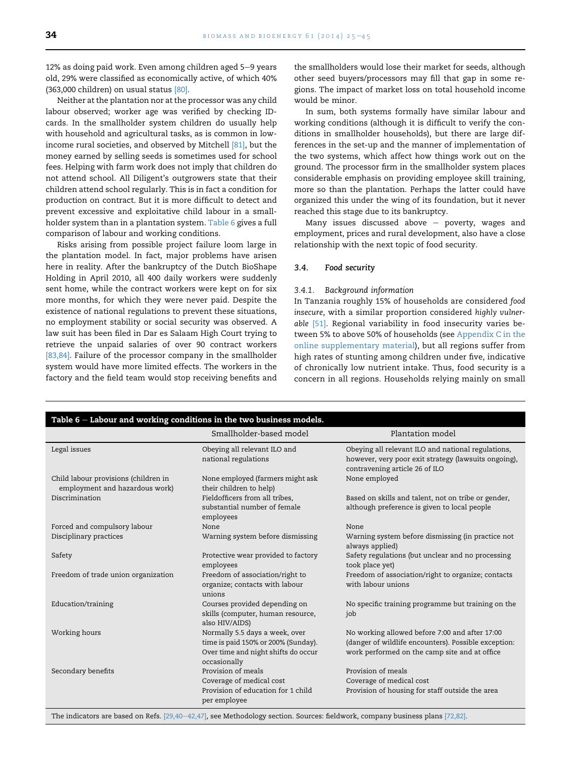12% as doing paid work. Even among children aged 5–9 years old, 29% were classified as economically active, of which 40% (363,000 children) on usual status [80].

Neither at the plantation nor at the processor was any child labour observed; worker age was verified by checking ID-cards. In the smallholder system children do usually help with household and agricultural tasks, as is common in low-income rural societies, and observed by Mitchell [81], but the money earned by selling seeds is sometimes used for school fees. Helping with farm work does not imply that children do not attend school. All Diligent's outgrowers state that their children attend school regularly. This is in fact a condition for production on contract. But it is more difficult to detect and prevent excessive and exploitative child labour in a smallholder system than in a plantation system. Table 6 gives a full comparison of labour and working conditions.

Risks arising from possible project failure loom large in the plantation model. In fact, major problems have arisen here in reality. After the bankruptcy of the Dutch BioShape Holding in April 2010, all 400 daily workers were suddenly sent home, while the contract workers were kept on for six more months, for which they were never paid. Despite the existence of national regulations to prevent these situations, no employment stability or social security was observed. A law suit has been filed in Dar es Salaam High Court trying to retrieve the unpaid salaries of over 90 contract workers [83,84]. Failure of the processor company in the smallholder system would have more limited effects. The workers in the factory and the field team would stop receiving benefits and the smallholders would lose their market for seeds, although other seed buyers/processors may fill that gap in some regions. The impact of market loss on total household income would be minor.

In sum, both systems formally have similar labour and working conditions (although it is difficult to verify the conditions in smallholder households), but there are large differences in the set-up and the manner of implementation of the two systems, which affect how things work out on the ground. The processor firm in the smallholder system places considerable emphasis on providing employee skill training, more so than the plantation. Perhaps the latter could have organized this under the wing of its foundation, but it never reached this stage due to its bankruptcy.

Many issues discussed above – poverty, wages and employment, prices and rural development, also have a close relationship with the next topic of food security.

### 3.4. Food security

#### 3.4.1. Background information

In Tanzania roughly 15% of households are considered *food insecure*, with a similar proportion considered *highly vulnerable* [51]. Regional variability in food insecurity varies between 5% to above 50% of households (see Appendix C in the online supplementary material), but all regions suffer from high rates of stunting among children under five, indicative of chronically low nutrient intake. Thus, food security is a concern in all regions. Households relying mainly on small

**Table 6 – Labour and working conditions in the two business models.**

| | Smallholder-based model | Plantation model |
|---|---|---|
| Legal issues | Obeying all relevant ILO and national regulations | Obeying all relevant ILO and national regulations, however, very poor exit strategy (lawsuits ongoing), contravening article 26 of ILO |
| Child labour provisions (children in employment and hazardous work) | None employed (farmers might ask their children to help) | None employed |
| Discrimination | Fieldofficers from all tribes, substantial number of female employees | Based on skills and talent, not on tribe or gender, although preference is given to local people |
| Forced and compulsory labour | None | None |
| Disciplinary practices | Warning system before dismissing | Warning system before dismissing (in practice not always applied) |
| Safety | Protective wear provided to factory employees | Safety regulations (but unclear and no processing took place yet) |
| Freedom of trade union organization | Freedom of association/right to organize; contacts with labour unions | Freedom of association/right to organize; contacts with labour unions |
| Education/training | Courses provided depending on skills (computer, human resource, also HIV/AIDS) | No specific training programme but training on the job |
| Working hours | Normally 5.5 days a week, over time is paid 150% or 200% (Sunday). Over time and night shifts do occur occasionally | No working allowed before 7:00 and after 17:00 (danger of wildlife encounters). Possible exception: work performed on the camp site and at office |
| Secondary benefits | Provision of meals<br>Coverage of medical cost<br>Provision of education for 1 child per employee | Provision of meals<br>Coverage of medical cost<br>Provision of housing for staff outside the area |

The indicators are based on Refs. [29,40–42,47], see Methodology section. Sources: fieldwork, company business plans [72,82].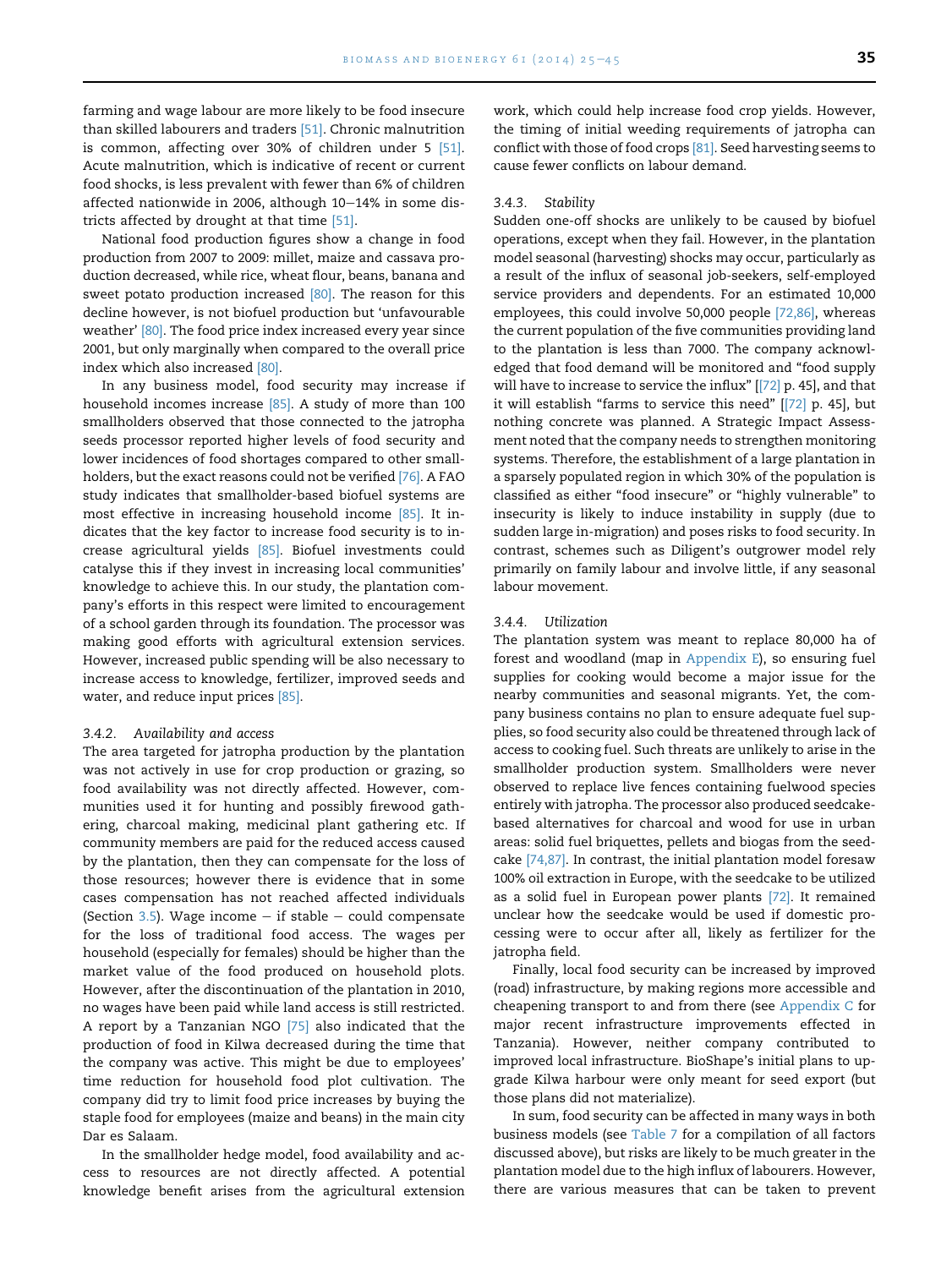farming and wage labour are more likely to be food insecure than skilled labourers and traders [51]. Chronic malnutrition is common, affecting over 30% of children under 5 [51]. Acute malnutrition, which is indicative of recent or current food shocks, is less prevalent with fewer than 6% of children affected nationwide in 2006, although 10–14% in some districts affected by drought at that time [51].

National food production figures show a change in food production from 2007 to 2009: millet, maize and cassava production decreased, while rice, wheat flour, beans, banana and sweet potato production increased [80]. The reason for this decline however, is not biofuel production but 'unfavourable weather' [80]. The food price index increased every year since 2001, but only marginally when compared to the overall price index which also increased [80].

In any business model, food security may increase if household incomes increase [85]. A study of more than 100 smallholders observed that those connected to the jatropha seeds processor reported higher levels of food security and lower incidences of food shortages compared to other smallholders, but the exact reasons could not be verified [76]. A FAO study indicates that smallholder-based biofuel systems are most effective in increasing household income [85]. It indicates that the key factor to increase food security is to increase agricultural yields [85]. Biofuel investments could catalyse this if they invest in increasing local communities' knowledge to achieve this. In our study, the plantation company's efforts in this respect were limited to encouragement of a school garden through its foundation. The processor was making good efforts with agricultural extension services. However, increased public spending will be also necessary to increase access to knowledge, fertilizer, improved seeds and water, and reduce input prices [85].

#### 3.4.2. Availability and access

The area targeted for jatropha production by the plantation was not actively in use for crop production or grazing, so food availability was not directly affected. However, communities used it for hunting and possibly firewood gathering, charcoal making, medicinal plant gathering etc. If community members are paid for the reduced access caused by the plantation, then they can compensate for the loss of those resources; however there is evidence that in some cases compensation has not reached affected individuals (Section 3.5). Wage income – if stable – could compensate for the loss of traditional food access. The wages per household (especially for females) should be higher than the market value of the food produced on household plots. However, after the discontinuation of the plantation in 2010, no wages have been paid while land access is still restricted. A report by a Tanzanian NGO [75] also indicated that the production of food in Kilwa decreased during the time that the company was active. This might be due to employees' time reduction for household food plot cultivation. The company did try to limit food price increases by buying the staple food for employees (maize and beans) in the main city Dar es Salaam.

In the smallholder hedge model, food availability and access to resources are not directly affected. A potential knowledge benefit arises from the agricultural extension work, which could help increase food crop yields. However, the timing of initial weeding requirements of jatropha can conflict with those of food crops [81]. Seed harvesting seems to cause fewer conflicts on labour demand.

#### 3.4.3. Stability

Sudden one-off shocks are unlikely to be caused by biofuel operations, except when they fail. However, in the plantation model seasonal (harvesting) shocks may occur, particularly as a result of the influx of seasonal job-seekers, self-employed service providers and dependents. For an estimated 10,000 employees, this could involve 50,000 people [72,86], whereas the current population of the five communities providing land to the plantation is less than 7000. The company acknowledged that food demand will be monitored and "food supply will have to increase to service the influx" [[72] p. 45], and that it will establish "farms to service this need" [[72] p. 45], but nothing concrete was planned. A Strategic Impact Assessment noted that the company needs to strengthen monitoring systems. Therefore, the establishment of a large plantation in a sparsely populated region in which 30% of the population is classified as either "food insecure" or "highly vulnerable" to insecurity is likely to induce instability in supply (due to sudden large in-migration) and poses risks to food security. In contrast, schemes such as Diligent's outgrower model rely primarily on family labour and involve little, if any seasonal labour movement.

#### 3.4.4. Utilization

The plantation system was meant to replace 80,000 ha of forest and woodland (map in Appendix E), so ensuring fuel supplies for cooking would become a major issue for the nearby communities and seasonal migrants. Yet, the company business contains no plan to ensure adequate fuel supplies, so food security also could be threatened through lack of access to cooking fuel. Such threats are unlikely to arise in the smallholder production system. Smallholders were never observed to replace live fences containing fuelwood species entirely with jatropha. The processor also produced seedcake-based alternatives for charcoal and wood for use in urban areas: solid fuel briquettes, pellets and biogas from the seedcake [74,87]. In contrast, the initial plantation model foresaw 100% oil extraction in Europe, with the seedcake to be utilized as a solid fuel in European power plants [72]. It remained unclear how the seedcake would be used if domestic processing were to occur after all, likely as fertilizer for the jatropha field.

Finally, local food security can be increased by improved (road) infrastructure, by making regions more accessible and cheapening transport to and from there (see Appendix C for major recent infrastructure improvements effected in Tanzania). However, neither company contributed to improved local infrastructure. BioShape's initial plans to upgrade Kilwa harbour were only meant for seed export (but those plans did not materialize).

In sum, food security can be affected in many ways in both business models (see Table 7 for a compilation of all factors discussed above), but risks are likely to be much greater in the plantation model due to the high influx of labourers. However, there are various measures that can be taken to prevent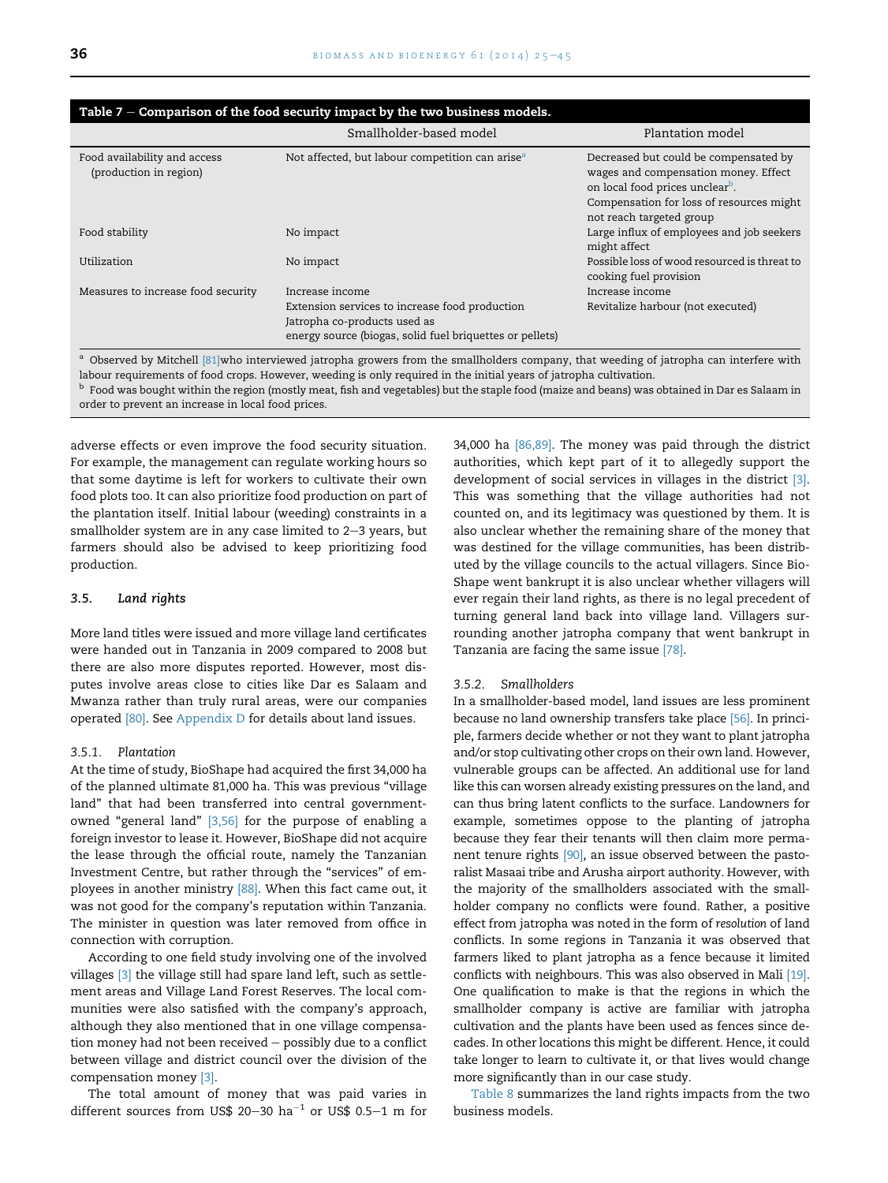**Table 7 – Comparison of the food security impact by the two business models.**

| | Smallholder-based model | Plantation model |
|---|---|---|
| Food availability and access (production in region) | Not affected, but labour competition can arise[a] | Decreased but could be compensated by wages and compensation money. Effect on local food prices unclear[b]. Compensation for loss of resources might not reach targeted group |
| Food stability | No impact | Large influx of employees and job seekers might affect |
| Utilization | No impact | Possible loss of wood resourced is threat to cooking fuel provision |
| Measures to increase food security | Increase income<br>Extension services to increase food production<br>Jatropha co-products used as energy source (biogas, solid fuel briquettes or pellets) | Increase income<br>Revitalize harbour (not executed) |

[a] Observed by Mitchell [81]who interviewed jatropha growers from the smallholders company, that weeding of jatropha can interfere with labour requirements of food crops. However, weeding is only required in the initial years of jatropha cultivation.

[b] Food was bought within the region (mostly meat, fish and vegetables) but the staple food (maize and beans) was obtained in Dar es Salaam in order to prevent an increase in local food prices.

adverse effects or even improve the food security situation. For example, the management can regulate working hours so that some daytime is left for workers to cultivate their own food plots too. It can also prioritize food production on part of the plantation itself. Initial labour (weeding) constraints in a smallholder system are in any case limited to 2–3 years, but farmers should also be advised to keep prioritizing food production.

### 3.5. Land rights

More land titles were issued and more village land certificates were handed out in Tanzania in 2009 compared to 2008 but there are also more disputes reported. However, most disputes involve areas close to cities like Dar es Salaam and Mwanza rather than truly rural areas, were our companies operated [80]. See Appendix D for details about land issues.

#### 3.5.1. Plantation

At the time of study, BioShape had acquired the first 34,000 ha of the planned ultimate 81,000 ha. This was previous "village land" that had been transferred into central government-owned "general land" [3,56] for the purpose of enabling a foreign investor to lease it. However, BioShape did not acquire the lease through the official route, namely the Tanzanian Investment Centre, but rather through the "services" of employees in another ministry [88]. When this fact came out, it was not good for the company's reputation within Tanzania. The minister in question was later removed from office in connection with corruption.

According to one field study involving one of the involved villages [3] the village still had spare land left, such as settlement areas and Village Land Forest Reserves. The local communities were also satisfied with the company's approach, although they also mentioned that in one village compensation money had not been received – possibly due to a conflict between village and district council over the division of the compensation money [3].

The total amount of money that was paid varies in different sources from US\$ 20–30 $ha^{-1}$ or US\$ 0.5–1 m for 34,000 ha [86,89]. The money was paid through the district authorities, which kept part of it to allegedly support the development of social services in villages in the district [3]. This was something that the village authorities had not counted on, and its legitimacy was questioned by them. It is also unclear whether the remaining share of the money that was destined for the village communities, has been distributed by the village councils to the actual villagers. Since BioShape went bankrupt it is also unclear whether villagers will ever regain their land rights, as there is no legal precedent of turning general land back into village land. Villagers surrounding another jatropha company that went bankrupt in Tanzania are facing the same issue [78].

#### 3.5.2. Smallholders

In a smallholder-based model, land issues are less prominent because no land ownership transfers take place [56]. In principle, farmers decide whether or not they want to plant jatropha and/or stop cultivating other crops on their own land. However, vulnerable groups can be affected. An additional use for land like this can worsen already existing pressures on the land, and can thus bring latent conflicts to the surface. Landowners for example, sometimes oppose to the planting of jatropha because they fear their tenants will then claim more permanent tenure rights [90], an issue observed between the pastoralist Masaai tribe and Arusha airport authority. However, with the majority of the smallholders associated with the smallholder company no conflicts were found. Rather, a positive effect from jatropha was noted in the form of *resolution* of land conflicts. In some regions in Tanzania it was observed that farmers liked to plant jatropha as a fence because it limited conflicts with neighbours. This was also observed in Mali [19]. One qualification to make is that the regions in which the smallholder company is active are familiar with jatropha cultivation and the plants have been used as fences since decades. In other locations this might be different. Hence, it could take longer to learn to cultivate it, or that lives would change more significantly than in our case study.

Table 8 summarizes the land rights impacts from the two business models.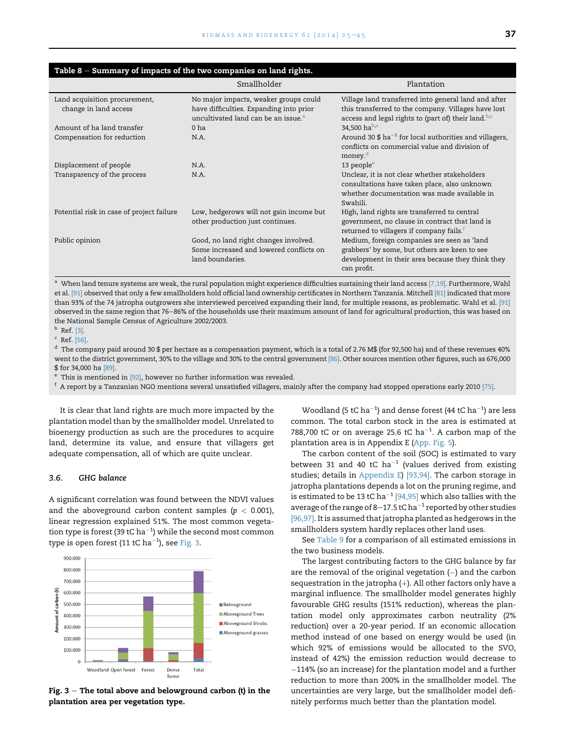**Table 8 – Summary of impacts of the two companies on land rights.**

| | Smallholder | Plantation |
|---|---|---|
| Land acquisition procurement, change in land access | No major impacts, weaker groups could have difficulties. Expanding into prior uncultivated land can be an issue.[a] | Village land transferred into general land and after this transferred to the company. Villages have lost access and legal rights to (part of) their land.[b,c] |
| Amount of ha land transfer | 0 ha | 34,500 ha[b,c] |
| Compensation for reduction | N.A. | Around 30 $ $ha^{-1}$ for local authorities and villagers, conflicts on commercial value and division of money.[d] |
| Displacement of people | N.A. | 13 people[e] |
| Transparency of the process | N.A. | Unclear, it is not clear whether stakeholders consultations have taken place, also unknown whether documentation was made available in Swahili. |
| Potential risk in case of project failure | Low, hedgerows will not gain income but other production just continues. | High, land rights are transferred to central government, no clause in contract that land is returned to villagers if company fails.[f] |
| Public opinion | Good, no land right changes involved. Some increased and lowered conflicts on land boundaries. | Medium, foreign companies are seen as 'land grabbers' by some, but others are keen to see development in their area because they think they can profit. |

[a] When land tenure systems are weak, the rural population might experience difficulties sustaining their land access [7,19]. Furthermore, Wahl et al. [91] observed that only a few smallholders hold official land ownership certificates in Northern Tanzania. Mitchell [81] indicated that more than 93% of the 74 jatropha outgrowers she interviewed perceived expanding their land, for multiple reasons, as problematic. Wahl et al. [91] observed in the same region that 76–86% of the households use their maximum amount of land for agricultural production, this was based on the National Sample Census of Agriculture 2002/2003.
[b] Ref. [3].
[c] Ref. [56].
[d] The company paid around 30 $ per hectare as a compensation payment, which is a total of 2.76 M$ (for 92,500 ha) and of these revenues 40% went to the district government, 30% to the village and 30% to the central government [86]. Other sources mention other figures, such as 676,000 $ for 34,000 ha [89].
[e] This is mentioned in [92], however no further information was revealed.
[f] A report by a Tanzanian NGO mentions several unsatisfied villagers, mainly after the company had stopped operations early 2010 [75].

It is clear that land rights are much more impacted by the plantation model than by the smallholder model. Unrelated to bioenergy production as such are the procedures to acquire land, determine its value, and ensure that villagers get adequate compensation, all of which are quite unclear.

### 3.6. GHG balance

A significant correlation was found between the NDVI values and the aboveground carbon content samples ($p < 0.001$), linear regression explained 51%. The most common vegetation type is forest (39 tC $ha^{-1}$) while the second most common type is open forest (11 tC $ha^{-1}$), see Fig. 3.

**Fig. 3 – The total above and belowground carbon (t) in the plantation area per vegetation type.**

Woodland (5 tC $ha^{-1}$) and dense forest (44 tC $ha^{-1}$) are less common. The total carbon stock in the area is estimated at 788,700 tC or on average 25.6 tC $ha^{-1}$. A carbon map of the plantation area is in Appendix E (App. Fig. 5).

The carbon content of the soil (SOC) is estimated to vary between 31 and 40 tC $ha^{-1}$ (values derived from existing studies; details in Appendix E) [93,94]. The carbon storage in jatropha plantations depends a lot on the pruning regime, and is estimated to be 13 tC $ha^{-1}$ [94,95] which also tallies with the average of the range of 8–17.5 tC $ha^{-1}$ reported by other studies [96,97]. It is assumed that jatropha planted as hedgerows in the smallholders system hardly replaces other land uses.

See Table 9 for a comparison of all estimated emissions in the two business models.

The largest contributing factors to the GHG balance by far are the removal of the original vegetation (−) and the carbon sequestration in the jatropha (+). All other factors only have a marginal influence. The smallholder model generates highly favourable GHG results (151% reduction), whereas the plantation model only approximates carbon neutrality (2% reduction) over a 20-year period. If an economic allocation method instead of one based on energy would be used (in which 92% of emissions would be allocated to the SVO, instead of 42%) the emission reduction would decrease to −114% (so an increase) for the plantation model and a further reduction to more than 200% in the smallholder model. The uncertainties are very large, but the smallholder model definitely performs much better than the plantation model.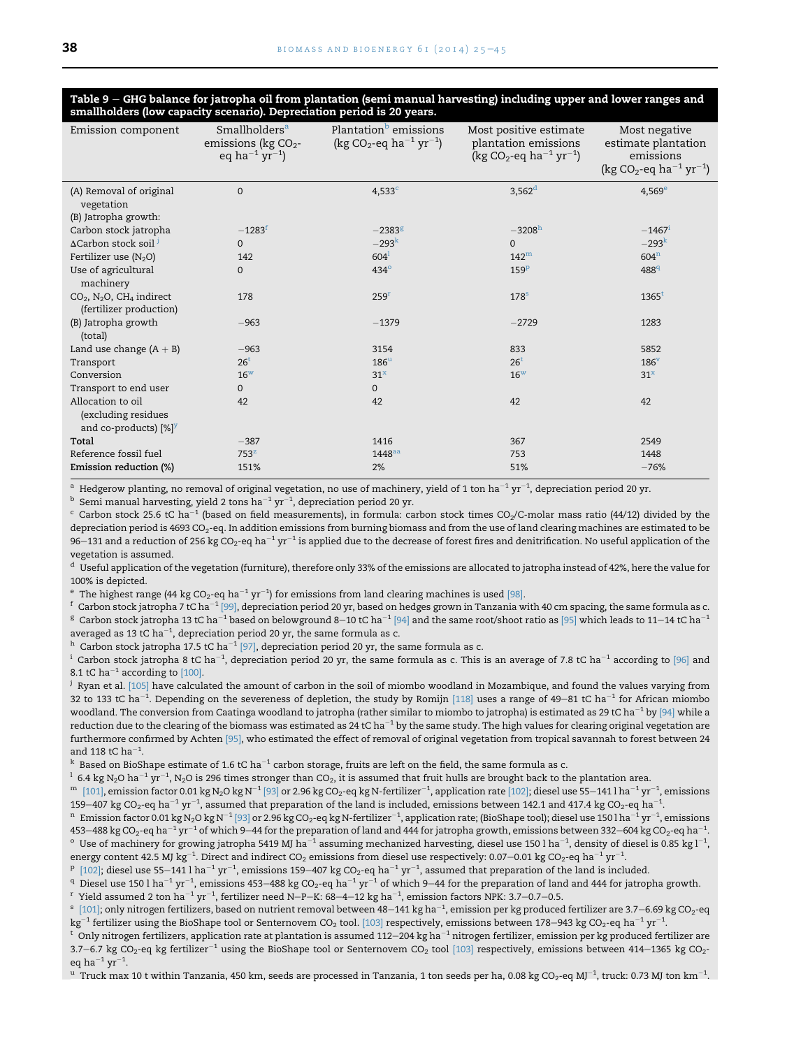**Table 9 – GHG balance for jatropha oil from plantation (semi manual harvesting) including upper and lower ranges and smallholders (low capacity scenario). Depreciation period is 20 years.**

| Emission component | Smallholders[a] emissions (kg $CO_2$-eq $ha^{-1}$ $yr^{-1}$) | Plantation[b] emissions (kg $CO_2$-eq $ha^{-1}$ $yr^{-1}$) | Most positive estimate plantation emissions (kg $CO_2$-eq $ha^{-1}$ $yr^{-1}$) | Most negative estimate plantation emissions (kg $CO_2$-eq $ha^{-1}$ $yr^{-1}$) |
|---|---|---|---|---|
| (A) Removal of original vegetation | 0 | 4,533[c] | 3,562[d] | 4,569[e] |
| (B) Jatropha growth: | | | | |
| Carbon stock jatropha | −1283[f] | −2383[g] | −3208[h] | −1467[i] |
| ΔCarbon stock soil [j] | 0 | −293[k] | 0 | −293[k] |
| Fertilizer use ($N_2O$) | 142 | 604[l] | 142[m] | 604[n] |
| Use of agricultural machinery | 0 | 434[o] | 159[p] | 488[q] |
| $CO_2$, $N_2O$, $CH_4$ indirect (fertilizer production) | 178 | 259[r] | 178[s] | 1365[t] |
| (B) Jatropha growth (total) | −963 | −1379 | −2729 | 1283 |
| Land use change (A + B) | −963 | 3154 | 833 | 5852 |
| Transport | 26[t] | 186[u] | 26[t] | 186[v] |
| Conversion | 16[w] | 31[x] | 16[w] | 31[x] |
| Transport to end user | 0 | 0 | | |
| Allocation to oil (excluding residues and co-products) [%][y] | 42 | 42 | 42 | 42 |
| **Total** | −387 | 1416 | 367 | 2549 |
| Reference fossil fuel | 753[z] | 1448[aa] | 753 | 1448 |
| **Emission reduction (%)** | 151% | 2% | 51% | −76% |

[a] Hedgerow planting, no removal of original vegetation, no use of machinery, yield of 1 ton $ha^{-1}$ $yr^{-1}$, depreciation period 20 yr.

[b] Semi manual harvesting, yield 2 tons $ha^{-1}$ $yr^{-1}$, depreciation period 20 yr.

[c] Carbon stock 25.6 tC $ha^{-1}$ (based on field measurements), in formula: carbon stock times $CO_2$/C-molar mass ratio (44/12) divided by the depreciation period is 4693 $CO_2$-eq. In addition emissions from burning biomass and from the use of land clearing machines are estimated to be 96–131 and a reduction of 256 kg $CO_2$-eq $ha^{-1}$ $yr^{-1}$ is applied due to the decrease of forest fires and denitrification. No useful application of the vegetation is assumed.

[d] Useful application of the vegetation (furniture), therefore only 33% of the emissions are allocated to jatropha instead of 42%, here the value for 100% is depicted.

[e] The highest range (44 kg $CO_2$-eq $ha^{-1}$ $yr^{-1}$) for emissions from land clearing machines is used [98].

[f] Carbon stock jatropha 7 tC $ha^{-1}$ [99], depreciation period 20 yr, based on hedges grown in Tanzania with 40 cm spacing, the same formula as c.

[g] Carbon stock jatropha 13 tC $ha^{-1}$ based on belowground 8–10 tC $ha^{-1}$ [94] and the same root/shoot ratio as [95] which leads to 11–14 tC $ha^{-1}$ averaged as 13 tC $ha^{-1}$, depreciation period 20 yr, the same formula as c.

[h] Carbon stock jatropha 17.5 tC $ha^{-1}$ [97], depreciation period 20 yr, the same formula as c.

[i] Carbon stock jatropha 8 tC $ha^{-1}$, depreciation period 20 yr, the same formula as c. This is an average of 7.8 tC $ha^{-1}$ according to [96] and 8.1 tC $ha^{-1}$ according to [100].

[j] Ryan et al. [105] have calculated the amount of carbon in the soil of miombo woodland in Mozambique, and found the values varying from 32 to 133 tC $ha^{-1}$. Depending on the severeness of depletion, the study by Romijn [118] uses a range of 49–81 tC $ha^{-1}$ for African miombo woodland. The conversion from Caatinga woodland to jatropha (rather similar to miombo to jatropha) is estimated as 29 tC $ha^{-1}$ by [94] while a reduction due to the clearing of the biomass was estimated as 24 tC $ha^{-1}$ by the same study. The high values for clearing original vegetation are furthermore confirmed by Achten [95], who estimated the effect of removal of original vegetation from tropical savannah to forest between 24 and 118 tC $ha^{-1}$.

[k] Based on BioShape estimate of 1.6 tC $ha^{-1}$ carbon storage, fruits are left on the field, the same formula as c.

[l] 6.4 kg $N_2O$ $ha^{-1}$ $yr^{-1}$, $N_2O$ is 296 times stronger than $CO_2$, it is assumed that fruit hulls are brought back to the plantation area.

[m] [101], emission factor 0.01 kg $N_2O$ kg $N^{-1}$ [93] or 2.96 kg $CO_2$-eq kg N-fertilizer$^{-1}$, application rate [102]; diesel use 55–141 l $ha^{-1}$ $yr^{-1}$, emissions 159–407 kg $CO_2$-eq $ha^{-1}$ $yr^{-1}$, assumed that preparation of the land is included, emissions between 142.1 and 417.4 kg $CO_2$-eq $ha^{-1}$.

[n] Emission factor 0.01 kg $N_2O$ kg $N^{-1}$ [93] or 2.96 kg $CO_2$-eq kg N-fertilizer$^{-1}$, application rate; (BioShape tool); diesel use 150 l $ha^{-1}$ $yr^{-1}$, emissions 453–488 kg $CO_2$-eq $ha^{-1}$ $yr^{-1}$ of which 9–44 for the preparation of land and 444 for jatropha growth, emissions between 332–604 kg $CO_2$-eq $ha^{-1}$.

[o] Use of machinery for growing jatropha 5419 MJ $ha^{-1}$ assuming mechanized harvesting, diesel use 150 l $ha^{-1}$, density of diesel is 0.85 kg $l^{-1}$, energy content 42.5 MJ $kg^{-1}$. Direct and indirect $CO_2$ emissions from diesel use respectively: 0.07–0.01 kg $CO_2$-eq $ha^{-1}$ $yr^{-1}$.

[p] [102]; diesel use 55–141 l $ha^{-1}$ $yr^{-1}$, emissions 159–407 kg $CO_2$-eq $ha^{-1}$ $yr^{-1}$, assumed that preparation of the land is included.

[q] Diesel use 150 l $ha^{-1}$ $yr^{-1}$, emissions 453–488 kg $CO_2$-eq $ha^{-1}$ $yr^{-1}$ of which 9–44 for the preparation of land and 444 for jatropha growth.

[r] Yield assumed 2 ton $ha^{-1}$ $yr^{-1}$, fertilizer need N–P–K: 68–4–12 kg $ha^{-1}$, emission factors NPK: 3.7–0.7–0.5.

[s] [101]; only nitrogen fertilizers, based on nutrient removal between 48–141 kg $ha^{-1}$, emission per kg produced fertilizer are 3.7–6.69 kg $CO_2$-eq $kg^{-1}$ fertilizer using the BioShape tool or Senternovem $CO_2$ tool. [103] respectively, emissions between 178–943 kg $CO_2$-eq $ha^{-1}$ $yr^{-1}$.

[t] Only nitrogen fertilizers, application rate at plantation is assumed 112–204 kg $ha^{-1}$ nitrogen fertilizer, emission per kg produced fertilizer are 3.7–6.7 kg $CO_2$-eq kg fertilizer$^{-1}$ using the BioShape tool or Senternovem $CO_2$ tool [103] respectively, emissions between 414–1365 kg $CO_2$-eq $ha^{-1}$ $yr^{-1}$.

[u] Truck max 10 t within Tanzania, 450 km, seeds are processed in Tanzania, 1 ton seeds per ha, 0.08 kg $CO_2$-eq $MJ^{-1}$, truck: 0.73 MJ ton $km^{-1}$.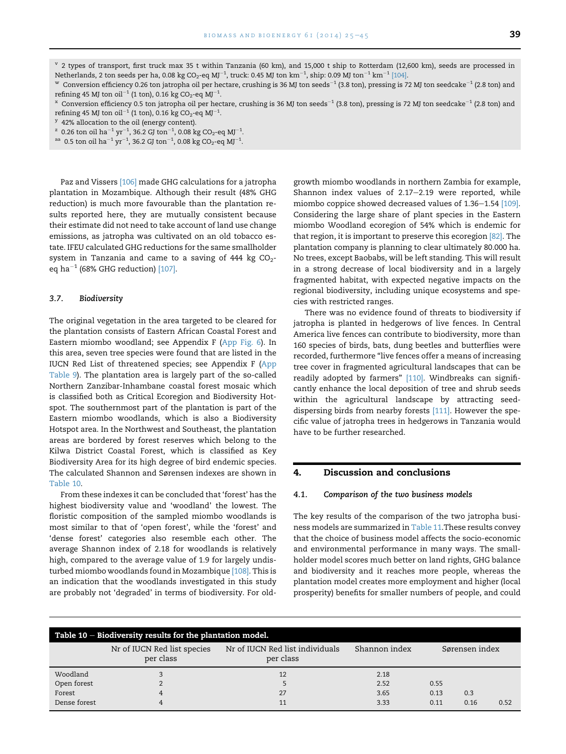[v] 2 types of transport, first truck max 35 t within Tanzania (60 km), and 15,000 t ship to Rotterdam (12,600 km), seeds are processed in Netherlands, 2 ton seeds per ha, 0.08 kg $CO_2$-eq $MJ^{-1}$, truck: 0.45 MJ ton $km^{-1}$, ship: 0.09 MJ $ton^{-1}$ $km^{-1}$ [104].

[w] Conversion efficiency 0.26 ton jatropha oil per hectare, crushing is 36 MJ ton $seeds^{-1}$ (3.8 ton), pressing is 72 MJ ton $seedcake^{-1}$ (2.8 ton) and refining 45 MJ ton $oil^{-1}$ (1 ton), 0.16 kg $CO_2$-eq $MJ^{-1}$.

[x] Conversion efficiency 0.5 ton jatropha oil per hectare, crushing is 36 MJ ton $seeds^{-1}$ (3.8 ton), pressing is 72 MJ ton $seedcake^{-1}$ (2.8 ton) and refining 45 MJ ton $oil^{-1}$ (1 ton), 0.16 kg $CO_2$-eq $MJ^{-1}$.

[y] 42% allocation to the oil (energy content).

[z] 0.26 ton oil $ha^{-1}$ $yr^{-1}$, 36.2 GJ $ton^{-1}$, 0.08 kg $CO_2$-eq $MJ^{-1}$.

[aa] 0.5 ton oil $ha^{-1}$ $yr^{-1}$, 36.2 GJ $ton^{-1}$, 0.08 kg $CO_2$-eq $MJ^{-1}$.

Paz and Vissers [106] made GHG calculations for a jatropha plantation in Mozambique. Although their result (48% GHG reduction) is much more favourable than the plantation results reported here, they are mutually consistent because their estimate did not need to take account of land use change emissions, as jatropha was cultivated on an old tobacco estate. IFEU calculated GHG reductions for the same smallholder system in Tanzania and came to a saving of 444 kg $CO_2$-eq $ha^{-1}$ (68% GHG reduction) [107].

### 3.7. *Biodiversity*

The original vegetation in the area targeted to be cleared for the plantation consists of Eastern African Coastal Forest and Eastern miombo woodland; see Appendix F (App Fig. 6). In this area, seven tree species were found that are listed in the IUCN Red List of threatened species; see Appendix F (App Table 9). The plantation area is largely part of the so-called Northern Zanzibar-Inhambane coastal forest mosaic which is classified both as Critical Ecoregion and Biodiversity Hotspot. The southernmost part of the plantation is part of the Eastern miombo woodlands, which is also a Biodiversity Hotspot area. In the Northwest and Southeast, the plantation areas are bordered by forest reserves which belong to the Kilwa District Coastal Forest, which is classified as Key Biodiversity Area for its high degree of bird endemic species. The calculated Shannon and Sørensen indexes are shown in Table 10.

From these indexes it can be concluded that 'forest' has the highest biodiversity value and 'woodland' the lowest. The floristic composition of the sampled miombo woodlands is most similar to that of 'open forest', while the 'forest' and 'dense forest' categories also resemble each other. The average Shannon index of 2.18 for woodlands is relatively high, compared to the average value of 1.9 for largely undisturbed miombo woodlands found in Mozambique [108]. This is an indication that the woodlands investigated in this study are probably not 'degraded' in terms of biodiversity. For old-growth miombo woodlands in northern Zambia for example, Shannon index values of 2.17–2.19 were reported, while miombo coppice showed decreased values of 1.36–1.54 [109]. Considering the large share of plant species in the Eastern miombo Woodland ecoregion of 54% which is endemic for that region, it is important to preserve this ecoregion [82]. The plantation company is planning to clear ultimately 80.000 ha. No trees, except Baobabs, will be left standing. This will result in a strong decrease of local biodiversity and in a largely fragmented habitat, with expected negative impacts on the regional biodiversity, including unique ecosystems and species with restricted ranges.

There was no evidence found of threats to biodiversity if jatropha is planted in hedgerows of live fences. In Central America live fences can contribute to biodiversity, more than 160 species of birds, bats, dung beetles and butterflies were recorded, furthermore "live fences offer a means of increasing tree cover in fragmented agricultural landscapes that can be readily adopted by farmers" [110]. Windbreaks can significantly enhance the local deposition of tree and shrub seeds within the agricultural landscape by attracting seed-dispersing birds from nearby forests [111]. However the specific value of jatropha trees in hedgerows in Tanzania would have to be further researched.

## 4. Discussion and conclusions

### 4.1. *Comparison of the two business models*

The key results of the comparison of the two jatropha business models are summarized in Table 11.These results convey that the choice of business model affects the socio-economic and environmental performance in many ways. The smallholder model scores much better on land rights, GHG balance and biodiversity and it reaches more people, whereas the plantation model creates more employment and higher (local prosperity) benefits for smaller numbers of people, and could

**Table 10 – Biodiversity results for the plantation model.**

| | Nr of IUCN Red list species per class | Nr of IUCN Red list individuals per class | Shannon index | Sørensen index | | |
|---|---|---|---|---|---|---|
| Woodland | 3 | 12 | 2.18 | | | |
| Open forest | 2 | 5 | 2.52 | 0.55 | | |
| Forest | 4 | 27 | 3.65 | 0.13 | 0.3 | |
| Dense forest | 4 | 11 | 3.33 | 0.11 | 0.16 | 0.52 |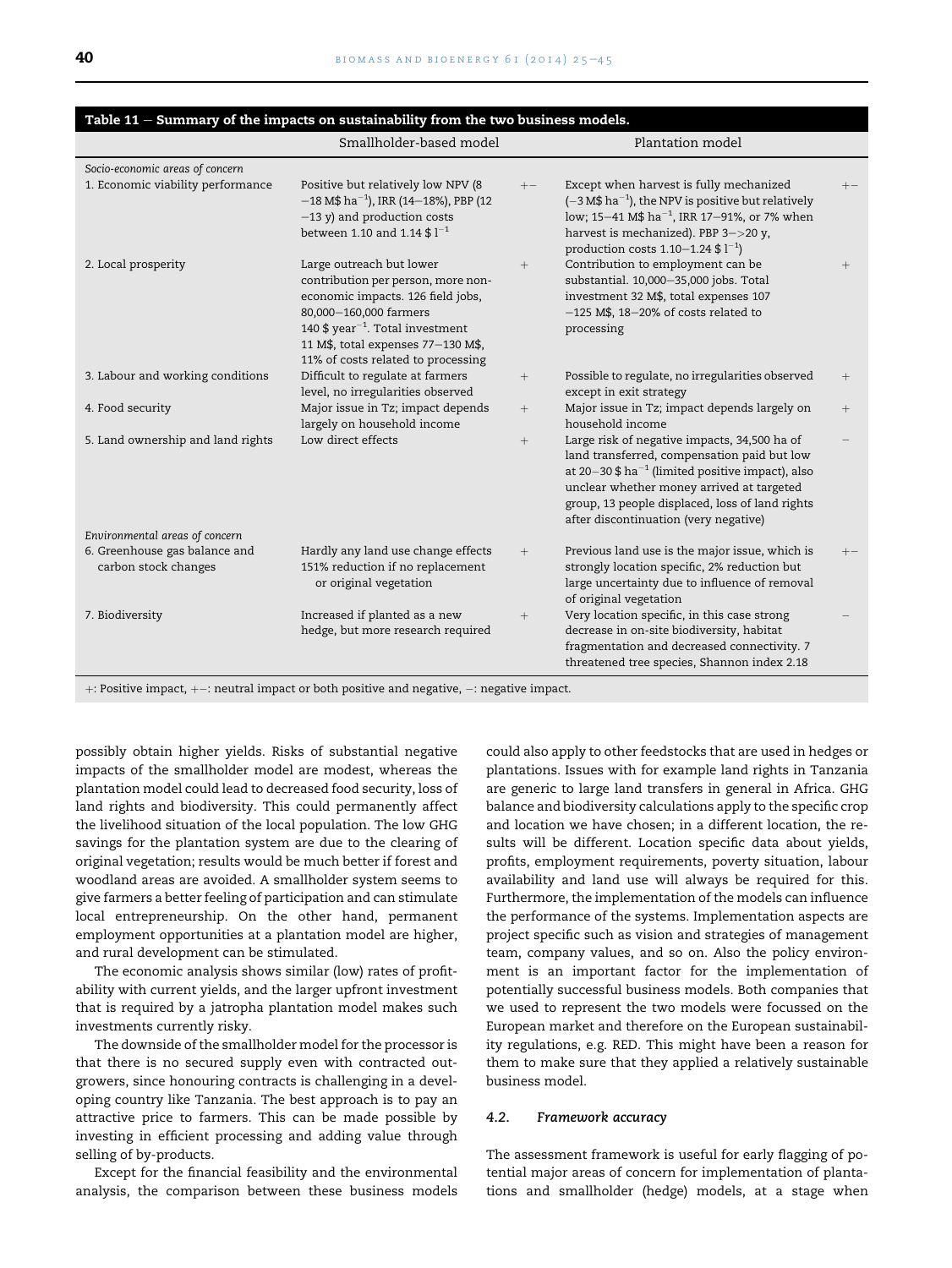**Table 11 – Summary of the impacts on sustainability from the two business models.**

| | Smallholder-based model | | Plantation model | |
|---|---|---|---|---|
| *Socio-economic areas of concern* | | | | |
| 1. Economic viability performance | Positive but relatively low NPV (8–18 M\$ $ha^{-1}$), IRR (14–18%), PBP (12–13 y) and production costs between 1.10 and 1.14 \$ $l^{-1}$ | +− | Except when harvest is fully mechanized (−3 M\$ $ha^{-1}$), the NPV is positive but relatively low; 15–41 M\$ $ha^{-1}$, IRR 17–91%, or 7% when harvest is mechanized). PBP 3–>20 y, production costs 1.10–1.24 \$ $l^{-1}$) | +− |
| 2. Local prosperity | Large outreach but lower contribution per person, more non-economic impacts. 126 field jobs, 80,000–160,000 farmers 140 \$ $year^{-1}$. Total investment 11 M\$, total expenses 77–130 M\$, 11% of costs related to processing | + | Contribution to employment can be substantial. 10,000–35,000 jobs. Total investment 32 M\$, total expenses 107–125 M\$, 18–20% of costs related to processing | + |
| 3. Labour and working conditions | Difficult to regulate at farmers level, no irregularities observed | + | Possible to regulate, no irregularities observed except in exit strategy | + |
| 4. Food security | Major issue in Tz; impact depends largely on household income | + | Major issue in Tz; impact depends largely on household income | + |
| 5. Land ownership and land rights | Low direct effects | + | Large risk of negative impacts, 34,500 ha of land transferred, compensation paid but low at 20–30 \$ $ha^{-1}$ (limited positive impact), also unclear whether money arrived at targeted group, 13 people displaced, loss of land rights after discontinuation (very negative) | − |
| *Environmental areas of concern* | | | | |
| 6. Greenhouse gas balance and carbon stock changes | Hardly any land use change effects 151% reduction if no replacement or original vegetation | + | Previous land use is the major issue, which is strongly location specific, 2% reduction but large uncertainty due to influence of removal of original vegetation | +− |
| 7. Biodiversity | Increased if planted as a new hedge, but more research required | + | Very location specific, in this case strong decrease in on-site biodiversity, habitat fragmentation and decreased connectivity. 7 threatened tree species, Shannon index 2.18 | − |

+: Positive impact, +−: neutral impact or both positive and negative, −: negative impact.

possibly obtain higher yields. Risks of substantial negative impacts of the smallholder model are modest, whereas the plantation model could lead to decreased food security, loss of land rights and biodiversity. This could permanently affect the livelihood situation of the local population. The low GHG savings for the plantation system are due to the clearing of original vegetation; results would be much better if forest and woodland areas are avoided. A smallholder system seems to give farmers a better feeling of participation and can stimulate local entrepreneurship. On the other hand, permanent employment opportunities at a plantation model are higher, and rural development can be stimulated.

The economic analysis shows similar (low) rates of profitability with current yields, and the larger upfront investment that is required by a jatropha plantation model makes such investments currently risky.

The downside of the smallholder model for the processor is that there is no secured supply even with contracted outgrowers, since honouring contracts is challenging in a developing country like Tanzania. The best approach is to pay an attractive price to farmers. This can be made possible by investing in efficient processing and adding value through selling of by-products.

Except for the financial feasibility and the environmental analysis, the comparison between these business models could also apply to other feedstocks that are used in hedges or plantations. Issues with for example land rights in Tanzania are generic to large land transfers in general in Africa. GHG balance and biodiversity calculations apply to the specific crop and location we have chosen; in a different location, the results will be different. Location specific data about yields, profits, employment requirements, poverty situation, labour availability and land use will always be required for this. Furthermore, the implementation of the models can influence the performance of the systems. Implementation aspects are project specific such as vision and strategies of management team, company values, and so on. Also the policy environment is an important factor for the implementation of potentially successful business models. Both companies that we used to represent the two models were focussed on the European market and therefore on the European sustainability regulations, e.g. RED. This might have been a reason for them to make sure that they applied a relatively sustainable business model.

### 4.2. Framework accuracy

The assessment framework is useful for early flagging of potential major areas of concern for implementation of plantations and smallholder (hedge) models, at a stage when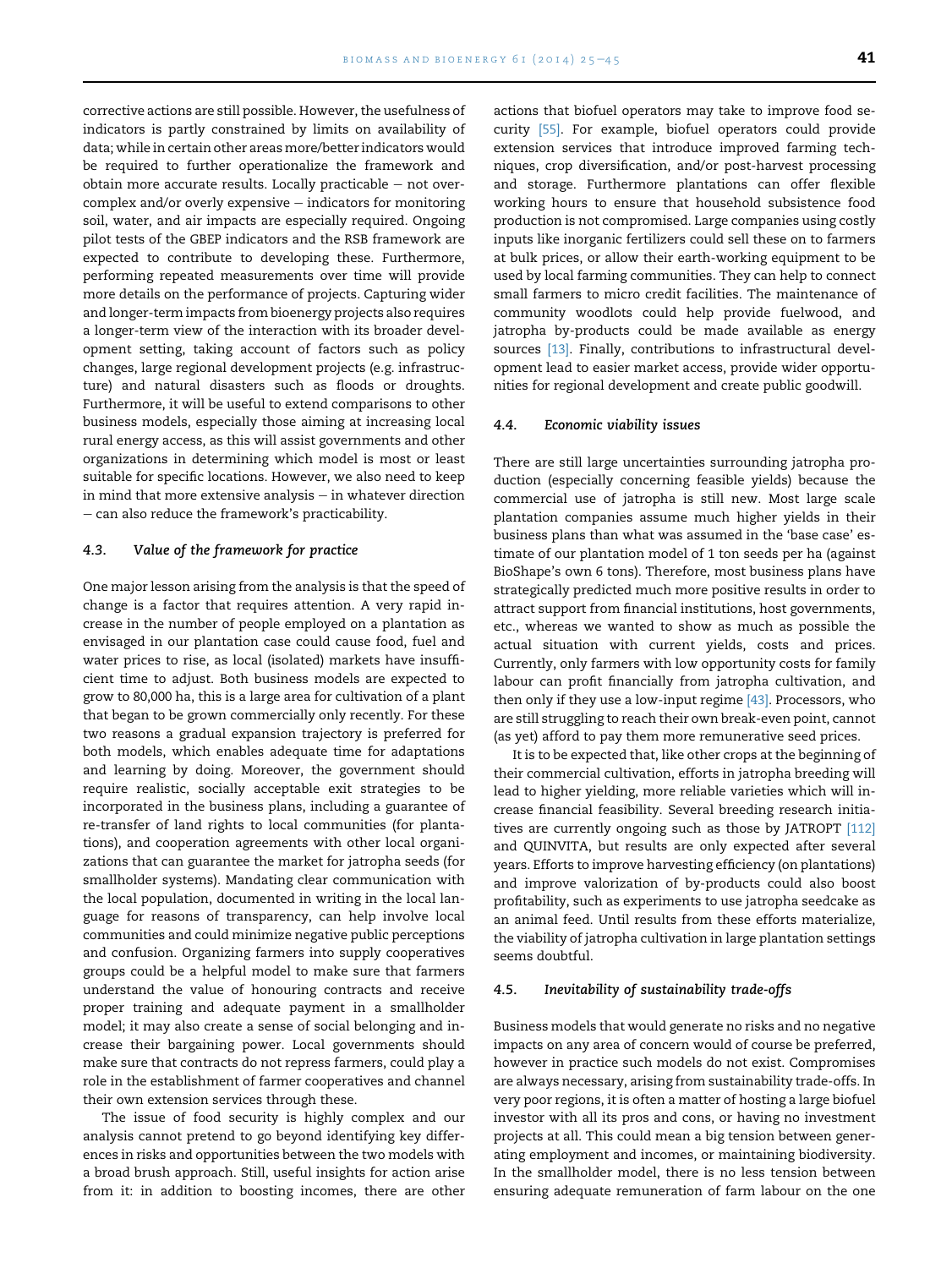corrective actions are still possible. However, the usefulness of indicators is partly constrained by limits on availability of data; while in certain other areas more/better indicators would be required to further operationalize the framework and obtain more accurate results. Locally practicable – not over-complex and/or overly expensive – indicators for monitoring soil, water, and air impacts are especially required. Ongoing pilot tests of the GBEP indicators and the RSB framework are expected to contribute to developing these. Furthermore, performing repeated measurements over time will provide more details on the performance of projects. Capturing wider and longer-term impacts from bioenergy projects also requires a longer-term view of the interaction with its broader development setting, taking account of factors such as policy changes, large regional development projects (e.g. infrastructure) and natural disasters such as floods or droughts. Furthermore, it will be useful to extend comparisons to other business models, especially those aiming at increasing local rural energy access, as this will assist governments and other organizations in determining which model is most or least suitable for specific locations. However, we also need to keep in mind that more extensive analysis – in whatever direction – can also reduce the framework's practicability.

### 4.3. *Value of the framework for practice*

One major lesson arising from the analysis is that the speed of change is a factor that requires attention. A very rapid increase in the number of people employed on a plantation as envisaged in our plantation case could cause food, fuel and water prices to rise, as local (isolated) markets have insufficient time to adjust. Both business models are expected to grow to 80,000 ha, this is a large area for cultivation of a plant that began to be grown commercially only recently. For these two reasons a gradual expansion trajectory is preferred for both models, which enables adequate time for adaptations and learning by doing. Moreover, the government should require realistic, socially acceptable exit strategies to be incorporated in the business plans, including a guarantee of re-transfer of land rights to local communities (for plantations), and cooperation agreements with other local organizations that can guarantee the market for jatropha seeds (for smallholder systems). Mandating clear communication with the local population, documented in writing in the local language for reasons of transparency, can help involve local communities and could minimize negative public perceptions and confusion. Organizing farmers into supply cooperatives groups could be a helpful model to make sure that farmers understand the value of honouring contracts and receive proper training and adequate payment in a smallholder model; it may also create a sense of social belonging and increase their bargaining power. Local governments should make sure that contracts do not repress farmers, could play a role in the establishment of farmer cooperatives and channel their own extension services through these.

The issue of food security is highly complex and our analysis cannot pretend to go beyond identifying key differences in risks and opportunities between the two models with a broad brush approach. Still, useful insights for action arise from it: in addition to boosting incomes, there are other actions that biofuel operators may take to improve food security [55]. For example, biofuel operators could provide extension services that introduce improved farming techniques, crop diversification, and/or post-harvest processing and storage. Furthermore plantations can offer flexible working hours to ensure that household subsistence food production is not compromised. Large companies using costly inputs like inorganic fertilizers could sell these on to farmers at bulk prices, or allow their earth-working equipment to be used by local farming communities. They can help to connect small farmers to micro credit facilities. The maintenance of community woodlots could help provide fuelwood, and jatropha by-products could be made available as energy sources [13]. Finally, contributions to infrastructural development lead to easier market access, provide wider opportunities for regional development and create public goodwill.

### 4.4. *Economic viability issues*

There are still large uncertainties surrounding jatropha production (especially concerning feasible yields) because the commercial use of jatropha is still new. Most large scale plantation companies assume much higher yields in their business plans than what was assumed in the 'base case' estimate of our plantation model of 1 ton seeds per ha (against BioShape's own 6 tons). Therefore, most business plans have strategically predicted much more positive results in order to attract support from financial institutions, host governments, etc., whereas we wanted to show as much as possible the actual situation with current yields, costs and prices. Currently, only farmers with low opportunity costs for family labour can profit financially from jatropha cultivation, and then only if they use a low-input regime [43]. Processors, who are still struggling to reach their own break-even point, cannot (as yet) afford to pay them more remunerative seed prices.

It is to be expected that, like other crops at the beginning of their commercial cultivation, efforts in jatropha breeding will lead to higher yielding, more reliable varieties which will increase financial feasibility. Several breeding research initiatives are currently ongoing such as those by JATROPT [112] and QUINVITA, but results are only expected after several years. Efforts to improve harvesting efficiency (on plantations) and improve valorization of by-products could also boost profitability, such as experiments to use jatropha seedcake as an animal feed. Until results from these efforts materialize, the viability of jatropha cultivation in large plantation settings seems doubtful.

### 4.5. *Inevitability of sustainability trade-offs*

Business models that would generate no risks and no negative impacts on any area of concern would of course be preferred, however in practice such models do not exist. Compromises are always necessary, arising from sustainability trade-offs. In very poor regions, it is often a matter of hosting a large biofuel investor with all its pros and cons, or having no investment projects at all. This could mean a big tension between generating employment and incomes, or maintaining biodiversity. In the smallholder model, there is no less tension between ensuring adequate remuneration of farm labour on the one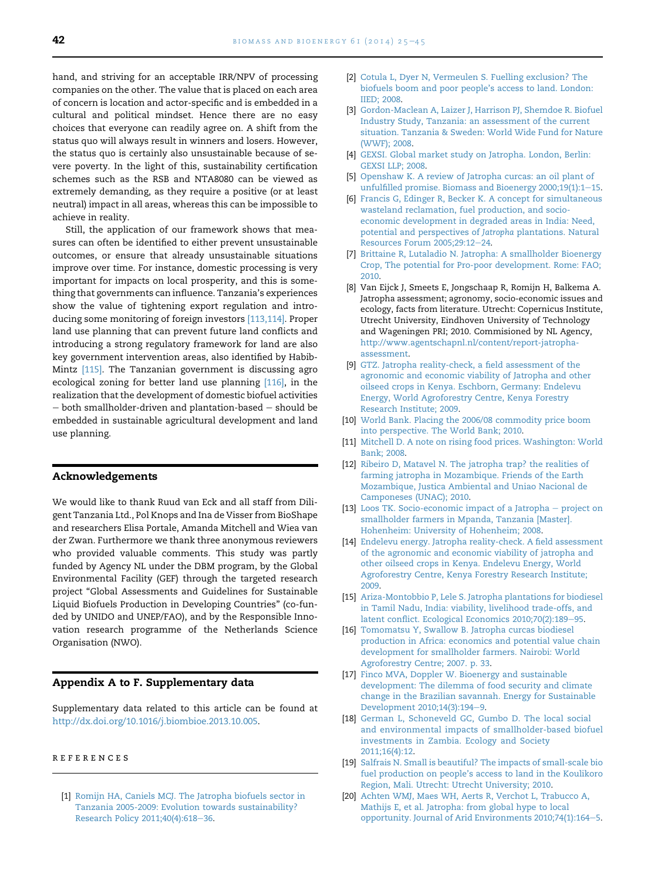hand, and striving for an acceptable IRR/NPV of processing companies on the other. The value that is placed on each area of concern is location and actor-specific and is embedded in a cultural and political mindset. Hence there are no easy choices that everyone can readily agree on. A shift from the status quo will always result in winners and losers. However, the status quo is certainly also unsustainable because of severe poverty. In the light of this, sustainability certification schemes such as the RSB and NTA8080 can be viewed as extremely demanding, as they require a positive (or at least neutral) impact in all areas, whereas this can be impossible to achieve in reality.

Still, the application of our framework shows that measures can often be identified to either prevent unsustainable outcomes, or ensure that already unsustainable situations improve over time. For instance, domestic processing is very important for impacts on local prosperity, and this is something that governments can influence. Tanzania's experiences show the value of tightening export regulation and introducing some monitoring of foreign investors [113,114]. Proper land use planning that can prevent future land conflicts and introducing a strong regulatory framework for land are also key government intervention areas, also identified by Habib-Mintz [115]. The Tanzanian government is discussing agro ecological zoning for better land use planning [116], in the realization that the development of domestic biofuel activities – both smallholder-driven and plantation-based – should be embedded in sustainable agricultural development and land use planning.

## Acknowledgements

We would like to thank Ruud van Eck and all staff from Diligent Tanzania Ltd., Pol Knops and Ina de Visser from BioShape and researchers Elisa Portale, Amanda Mitchell and Wiea van der Zwan. Furthermore we thank three anonymous reviewers who provided valuable comments. This study was partly funded by Agency NL under the DBM program, by the Global Environmental Facility (GEF) through the targeted research project "Global Assessments and Guidelines for Sustainable Liquid Biofuels Production in Developing Countries" (co-funded by UNIDO and UNEP/FAO), and by the Responsible Innovation research programme of the Netherlands Science Organisation (NWO).

## Appendix A to F. Supplementary data

Supplementary data related to this article can be found at http://dx.doi.org/10.1016/j.biombioe.2013.10.005.

## REFERENCES

[1] Romijn HA, Caniels MCJ. The Jatropha biofuels sector in Tanzania 2005-2009: Evolution towards sustainability? Research Policy 2011;40(4):618–36.

[2] Cotula L, Dyer N, Vermeulen S. Fuelling exclusion? The biofuels boom and poor people's access to land. London: IIED; 2008.

[3] Gordon-Maclean A, Laizer J, Harrison PJ, Shemdoe R. Biofuel Industry Study, Tanzania: an assessment of the current situation. Tanzania & Sweden: World Wide Fund for Nature (WWF); 2008.

[4] GEXSI. Global market study on Jatropha. London, Berlin: GEXSI LLP; 2008.

[5] Openshaw K. A review of Jatropha curcas: an oil plant of unfulfilled promise. Biomass and Bioenergy 2000;19(1):1–15.

[6] Francis G, Edinger R, Becker K. A concept for simultaneous wasteland reclamation, fuel production, and socio-economic development in degraded areas in India: Need, potential and perspectives of *Jatropha* plantations. Natural Resources Forum 2005;29:12–24.

[7] Brittaine R, Lutaladio N. Jatropha: A smallholder Bioenergy Crop, The potential for Pro-poor development. Rome: FAO; 2010.

[8] Van Eijck J, Smeets E, Jongschaap R, Romijn H, Balkema A. Jatropha assessment; agronomy, socio-economic issues and ecology, facts from literature. Utrecht: Copernicus Institute, Utrecht University, Eindhoven University of Technology and Wageningen PRI; 2010. Commisioned by NL Agency, http://www.agentschapnl.nl/content/report-jatropha-assessment.

[9] GTZ. Jatropha reality-check, a field assessment of the agronomic and economic viability of Jatropha and other oilseed crops in Kenya. Eschborn, Germany: Endelevu Energy, World Agroforestry Centre, Kenya Forestry Research Institute; 2009.

[10] World Bank. Placing the 2006/08 commodity price boom into perspective. The World Bank; 2010.

[11] Mitchell D. A note on rising food prices. Washington: World Bank; 2008.

[12] Ribeiro D, Matavel N. The jatropha trap? the realities of farming jatropha in Mozambique. Friends of the Earth Mozambique, Justica Ambiental and Uniao Nacional de Camponeses (UNAC); 2010.

[13] Loos TK. Socio-economic impact of a Jatropha – project on smallholder farmers in Mpanda, Tanzania [Master]. Hohenheim: University of Hohenheim; 2008.

[14] Endelevu energy. Jatropha reality-check. A field assessment of the agronomic and economic viability of jatropha and other oilseed crops in Kenya. Endelevu Energy, World Agroforestry Centre, Kenya Forestry Research Institute; 2009.

[15] Ariza-Montobbio P, Lele S. Jatropha plantations for biodiesel in Tamil Nadu, India: viability, livelihood trade-offs, and latent conflict. Ecological Economics 2010;70(2):189–95.

[16] Tomomatsu Y, Swallow B. Jatropha curcas biodiesel production in Africa: economics and potential value chain development for smallholder farmers. Nairobi: World Agroforestry Centre; 2007. p. 33.

[17] Finco MVA, Doppler W. Bioenergy and sustainable development: The dilemma of food security and climate change in the Brazilian savannah. Energy for Sustainable Development 2010;14(3):194–9.

[18] German L, Schoneveld GC, Gumbo D. The local social and environmental impacts of smallholder-based biofuel investments in Zambia. Ecology and Society 2011;16(4):12.

[19] Salfrais N. Small is beautiful? The impacts of small-scale bio fuel production on people's access to land in the Koulikoro Region, Mali. Utrecht: Utrecht University; 2010.

[20] Achten WMJ, Maes WH, Aerts R, Verchot L, Trabucco A, Mathijs E, et al. Jatropha: from global hype to local opportunity. Journal of Arid Environments 2010;74(1):164–5.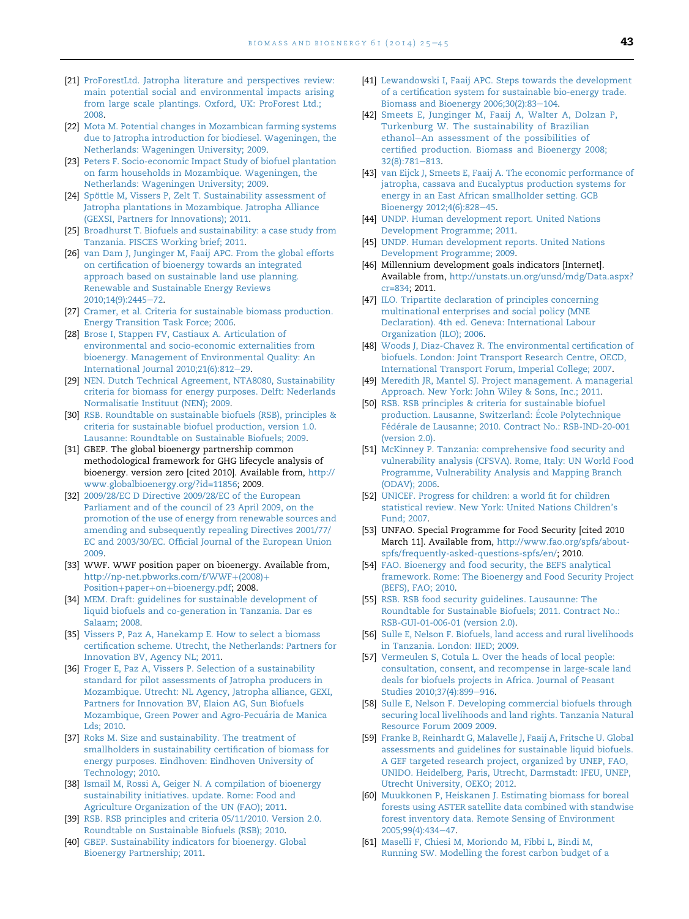[21] ProForestLtd. Jatropha literature and perspectives review: main potential social and environmental impacts arising from large scale plantings. Oxford, UK: ProForest Ltd.; 2008.

[22] Mota M. Potential changes in Mozambican farming systems due to Jatropha introduction for biodiesel. Wageningen, the Netherlands: Wageningen University; 2009.

[23] Peters F. Socio-economic Impact Study of biofuel plantation on farm households in Mozambique. Wageningen, the Netherlands: Wageningen University; 2009.

[24] Spöttle M, Vissers P, Zelt T. Sustainability assessment of Jatropha plantations in Mozambique. Jatropha Alliance (GEXSI, Partners for Innovations); 2011.

[25] Broadhurst T. Biofuels and sustainability: a case study from Tanzania. PISCES Working brief; 2011.

[26] van Dam J, Junginger M, Faaij APC. From the global efforts on certification of bioenergy towards an integrated approach based on sustainable land use planning. Renewable and Sustainable Energy Reviews 2010;14(9):2445–72.

[27] Cramer, et al. Criteria for sustainable biomass production. Energy Transition Task Force; 2006.

[28] Brose I, Stappen FV, Castiaux A. Articulation of environmental and socio-economic externalities from bioenergy. Management of Environmental Quality: An International Journal 2010;21(6):812–29.

[29] NEN. Dutch Technical Agreement, NTA8080, Sustainability criteria for biomass for energy purposes. Delft: Nederlands Normalisatie Instituut (NEN); 2009.

[30] RSB. Roundtable on sustainable biofuels (RSB), principles & criteria for sustainable biofuel production, version 1.0. Lausanne: Roundtable on Sustainable Biofuels; 2009.

[31] GBEP. The global bioenergy partnership common methodological framework for GHG lifecycle analysis of bioenergy. version zero [cited 2010]. Available from, http://www.globalbioenergy.org/?id=11856; 2009.

[32] 2009/28/EC D Directive 2009/28/EC of the European Parliament and of the council of 23 April 2009, on the promotion of the use of energy from renewable sources and amending and subsequently repealing Directives 2001/77/EC and 2003/30/EC. Official Journal of the European Union 2009.

[33] WWF. WWF position paper on bioenergy. Available from, http://np-net.pbworks.com/f/WWF+(2008)+Position+paper+on+bioenergy.pdf; 2008.

[34] MEM. Draft: guidelines for sustainable development of liquid biofuels and co-generation in Tanzania. Dar es Salaam; 2008.

[35] Vissers P, Paz A, Hanekamp E. How to select a biomass certification scheme. Utrecht, the Netherlands: Partners for Innovation BV, Agency NL; 2011.

[36] Froger E, Paz A, Vissers P. Selection of a sustainability standard for pilot assessments of Jatropha producers in Mozambique. Utrecht: NL Agency, Jatropha alliance, GEXI, Partners for Innovation BV, Elaion AG, Sun Biofuels Mozambique, Green Power and Agro-Pecuária de Manica Lds; 2010.

[37] Roks M. Size and sustainability. The treatment of smallholders in sustainability certification of biomass for energy purposes. Eindhoven: Eindhoven University of Technology; 2010.

[38] Ismail M, Rossi A, Geiger N. A compilation of bioenergy sustainability initiatives. update. Rome: Food and Agriculture Organization of the UN (FAO); 2011.

[39] RSB. RSB principles and criteria 05/11/2010. Version 2.0. Roundtable on Sustainable Biofuels (RSB); 2010.

[40] GBEP. Sustainability indicators for bioenergy. Global Bioenergy Partnership; 2011.

[41] Lewandowski I, Faaij APC. Steps towards the development of a certification system for sustainable bio-energy trade. Biomass and Bioenergy 2006;30(2):83–104.

[42] Smeets E, Junginger M, Faaij A, Walter A, Dolzan P, Turkenburg W. The sustainability of Brazilian ethanol–An assessment of the possibilities of certified production. Biomass and Bioenergy 2008; 32(8):781–813.

[43] van Eijck J, Smeets E, Faaij A. The economic performance of jatropha, cassava and Eucalyptus production systems for energy in an East African smallholder setting. GCB Bioenergy 2012;4(6):828–45.

[44] UNDP. Human development report. United Nations Development Programme; 2011.

[45] UNDP. Human development reports. United Nations Development Programme; 2009.

[46] Millennium development goals indicators [Internet]. Available from, http://unstats.un.org/unsd/mdg/Data.aspx?cr=834; 2011.

[47] ILO. Tripartite declaration of principles concerning multinational enterprises and social policy (MNE Declaration). 4th ed. Geneva: International Labour Organization (ILO); 2006.

[48] Woods J, Diaz-Chavez R. The environmental certification of biofuels. London: Joint Transport Research Centre, OECD, International Transport Forum, Imperial College; 2007.

[49] Meredith JR, Mantel SJ. Project management. A managerial Approach. New York: John Wiley & Sons, Inc.; 2011.

[50] RSB. RSB principles & criteria for sustainable biofuel production. Lausanne, Switzerland: École Polytechnique Fédérale de Lausanne; 2010. Contract No.: RSB-IND-20-001 (version 2.0).

[51] McKinney P. Tanzania: comprehensive food security and vulnerability analysis (CFSVA). Rome, Italy: UN World Food Programme, Vulnerability Analysis and Mapping Branch (ODAV); 2006.

[52] UNICEF. Progress for children: a world fit for children statistical review. New York: United Nations Children's Fund; 2007.

[53] UNFAO. Special Programme for Food Security [cited 2010 March 11]. Available from, http://www.fao.org/spfs/about-spfs/frequently-asked-questions-spfs/en/; 2010.

[54] FAO. Bioenergy and food security, the BEFS analytical framework. Rome: The Bioenergy and Food Security Project (BEFS), FAO; 2010.

[55] RSB. RSB food security guidelines. Lausaunne: The Roundtable for Sustainable Biofuels; 2011. Contract No.: RSB-GUI-01-006-01 (version 2.0).

[56] Sulle E, Nelson F. Biofuels, land access and rural livelihoods in Tanzania. London: IIED; 2009.

[57] Vermeulen S, Cotula L. Over the heads of local people: consultation, consent, and recompense in large-scale land deals for biofuels projects in Africa. Journal of Peasant Studies 2010;37(4):899–916.

[58] Sulle E, Nelson F. Developing commercial biofuels through securing local livelihoods and land rights. Tanzania Natural Resource Forum 2009 2009.

[59] Franke B, Reinhardt G, Malavelle J, Faaij A, Fritsche U. Global assessments and guidelines for sustainable liquid biofuels. A GEF targeted research project, organized by UNEP, FAO, UNIDO. Heidelberg, Paris, Utrecht, Darmstadt: IFEU, UNEP, Utrecht University, OEKO; 2012.

[60] Muukkonen P, Heiskanen J. Estimating biomass for boreal forests using ASTER satellite data combined with standwise forest inventory data. Remote Sensing of Environment 2005;99(4):434–47.

[61] Maselli F, Chiesi M, Moriondo M, Fibbi L, Bindi M, Running SW. Modelling the forest carbon budget of a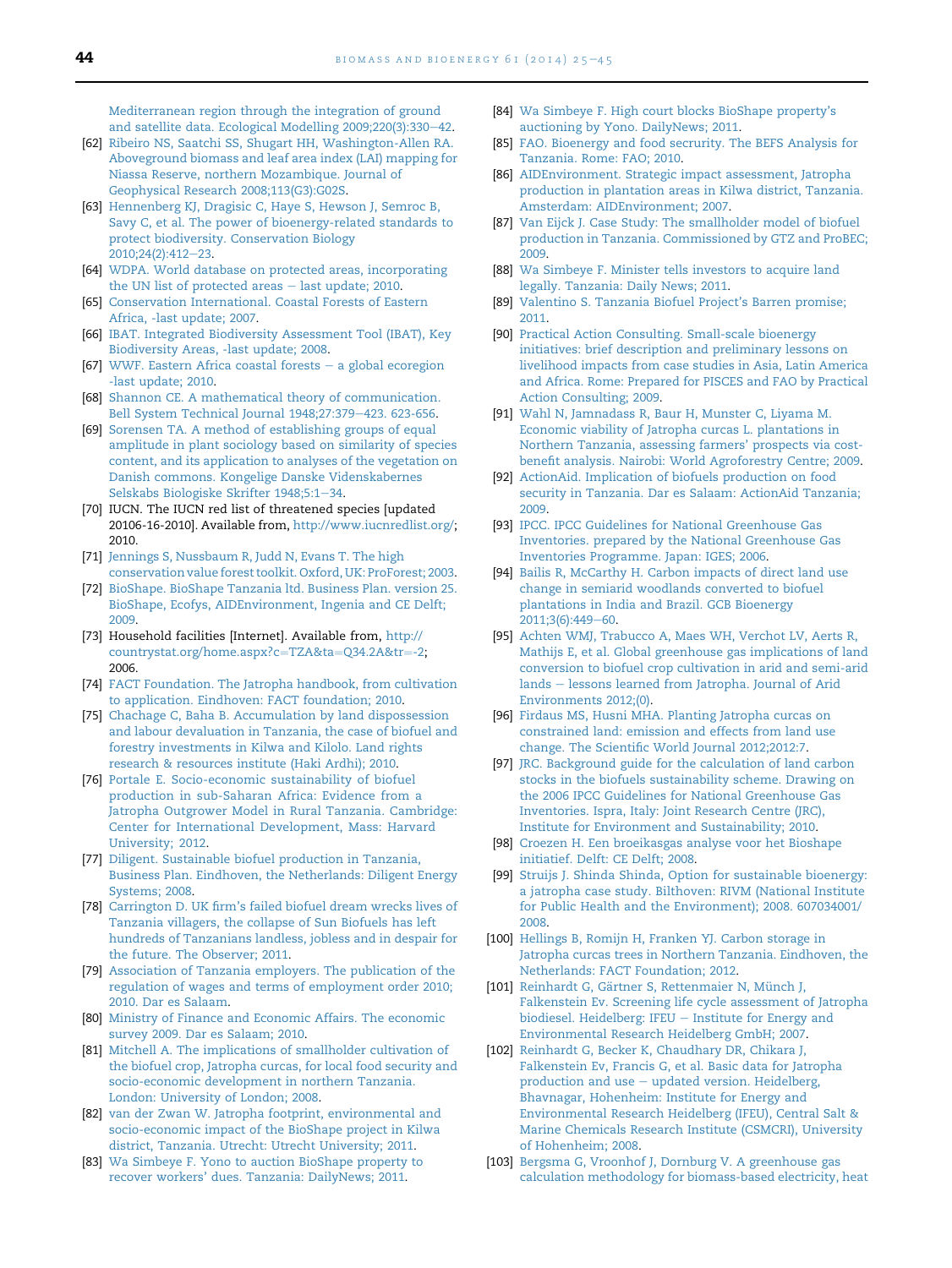Mediterranean region through the integration of ground and satellite data. Ecological Modelling 2009;220(3):330–42.

[62] Ribeiro NS, Saatchi SS, Shugart HH, Washington-Allen RA. Aboveground biomass and leaf area index (LAI) mapping for Niassa Reserve, northern Mozambique. Journal of Geophysical Research 2008;113(G3):G02S.

[63] Hennenberg KJ, Dragisic C, Haye S, Hewson J, Semroc B, Savy C, et al. The power of bioenergy-related standards to protect biodiversity. Conservation Biology 2010;24(2):412–23.

[64] WDPA. World database on protected areas, incorporating the UN list of protected areas – last update; 2010.

[65] Conservation International. Coastal Forests of Eastern Africa, -last update; 2007.

[66] IBAT. Integrated Biodiversity Assessment Tool (IBAT), Key Biodiversity Areas, -last update; 2008.

[67] WWF. Eastern Africa coastal forests – a global ecoregion -last update; 2010.

[68] Shannon CE. A mathematical theory of communication. Bell System Technical Journal 1948;27:379–423. 623-656.

[69] Sorensen TA. A method of establishing groups of equal amplitude in plant sociology based on similarity of species content, and its application to analyses of the vegetation on Danish commons. Kongelige Danske Videnskabernes Selskabs Biologiske Skrifter 1948;5:1–34.

[70] IUCN. The IUCN red list of threatened species [updated 20106-16-2010]. Available from, http://www.iucnredlist.org/; 2010.

[71] Jennings S, Nussbaum R, Judd N, Evans T. The high conservation value forest toolkit. Oxford, UK: ProForest; 2003.

[72] BioShape. BioShape Tanzania ltd. Business Plan. version 25. BioShape, Ecofys, AIDEnvironment, Ingenia and CE Delft; 2009.

[73] Household facilities [Internet]. Available from, http://countrystat.org/home.aspx?c=TZA&ta=Q34.2A&tr=-2; 2006.

[74] FACT Foundation. The Jatropha handbook, from cultivation to application. Eindhoven: FACT foundation; 2010.

[75] Chachage C, Baha B. Accumulation by land dispossession and labour devaluation in Tanzania, the case of biofuel and forestry investments in Kilwa and Kilolo. Land rights research & resources institute (Haki Ardhi); 2010.

[76] Portale E. Socio-economic sustainability of biofuel production in sub-Saharan Africa: Evidence from a Jatropha Outgrower Model in Rural Tanzania. Cambridge: Center for International Development, Mass: Harvard University; 2012.

[77] Diligent. Sustainable biofuel production in Tanzania, Business Plan. Eindhoven, the Netherlands: Diligent Energy Systems; 2008.

[78] Carrington D. UK firm's failed biofuel dream wrecks lives of Tanzania villagers, the collapse of Sun Biofuels has left hundreds of Tanzanians landless, jobless and in despair for the future. The Observer; 2011.

[79] Association of Tanzania employers. The publication of the regulation of wages and terms of employment order 2010; 2010. Dar es Salaam.

[80] Ministry of Finance and Economic Affairs. The economic survey 2009. Dar es Salaam; 2010.

[81] Mitchell A. The implications of smallholder cultivation of the biofuel crop, Jatropha curcas, for local food security and socio-economic development in northern Tanzania. London: University of London; 2008.

[82] van der Zwan W. Jatropha footprint, environmental and socio-economic impact of the BioShape project in Kilwa district, Tanzania. Utrecht: Utrecht University; 2011.

[83] Wa Simbeye F. Yono to auction BioShape property to recover workers' dues. Tanzania: DailyNews; 2011.

[84] Wa Simbeye F. High court blocks BioShape property's auctioning by Yono. DailyNews; 2011.

[85] FAO. Bioenergy and food secruity. The BEFS Analysis for Tanzania. Rome: FAO; 2010.

[86] AIDEnvironment. Strategic impact assessment, Jatropha production in plantation areas in Kilwa district, Tanzania. Amsterdam: AIDEnvironment; 2007.

[87] Van Eijck J. Case Study: The smallholder model of biofuel production in Tanzania. Commissioned by GTZ and ProBEC; 2009.

[88] Wa Simbeye F. Minister tells investors to acquire land legally. Tanzania: Daily News; 2011.

[89] Valentino S. Tanzania Biofuel Project's Barren promise; 2011.

[90] Practical Action Consulting. Small-scale bioenergy initiatives: brief description and preliminary lessons on livelihood impacts from case studies in Asia, Latin America and Africa. Rome: Prepared for PISCES and FAO by Practical Action Consulting; 2009.

[91] Wahl N, Jamnadass R, Baur H, Munster C, Liyama M. Economic viability of Jatropha curcas L. plantations in Northern Tanzania, assessing farmers' prospects via cost-benefit analysis. Nairobi: World Agroforestry Centre; 2009.

[92] ActionAid. Implication of biofuels production on food security in Tanzania. Dar es Salaam: ActionAid Tanzania; 2009.

[93] IPCC. IPCC Guidelines for National Greenhouse Gas Inventories. prepared by the National Greenhouse Gas Inventories Programme. Japan: IGES; 2006.

[94] Bailis R, McCarthy H. Carbon impacts of direct land use change in semiarid woodlands converted to biofuel plantations in India and Brazil. GCB Bioenergy 2011;3(6):449–60.

[95] Achten WMJ, Trabucco A, Maes WH, Verchot LV, Aerts R, Mathijs E, et al. Global greenhouse gas implications of land conversion to biofuel crop cultivation in arid and semi-arid lands – lessons learned from Jatropha. Journal of Arid Environments 2012;(0).

[96] Firdaus MS, Husni MHA. Planting Jatropha curcas on constrained land: emission and effects from land use change. The Scientific World Journal 2012;2012:7.

[97] JRC. Background guide for the calculation of land carbon stocks in the biofuels sustainability scheme. Drawing on the 2006 IPCC Guidelines for National Greenhouse Gas Inventories. Ispra, Italy: Joint Research Centre (JRC), Institute for Environment and Sustainability; 2010.

[98] Croezen H. Een broeikasgas analyse voor het Bioshape initiatief. Delft: CE Delft; 2008.

[99] Struijs J. Shinda Shinda, Option for sustainable bioenergy: a jatropha case study. Bilthoven: RIVM (National Institute for Public Health and the Environment); 2008. 607034001/2008.

[100] Hellings B, Romijn H, Franken YJ. Carbon storage in Jatropha curcas trees in Northern Tanzania. Eindhoven, the Netherlands: FACT Foundation; 2012.

[101] Reinhardt G, Gärtner S, Rettenmaier N, Münch J, Falkenstein Ev. Screening life cycle assessment of Jatropha biodiesel. Heidelberg: IFEU – Institute for Energy and Environmental Research Heidelberg GmbH; 2007.

[102] Reinhardt G, Becker K, Chaudhary DR, Chikara J, Falkenstein Ev, Francis G, et al. Basic data for Jatropha production and use – updated version. Heidelberg, Bhavnagar, Hohenheim: Institute for Energy and Environmental Research Heidelberg (IFEU), Central Salt & Marine Chemicals Research Institute (CSMCRI), University of Hohenheim; 2008.

[103] Bergsma G, Vroonhof J, Dornburg V. A greenhouse gas calculation methodology for biomass-based electricity, heat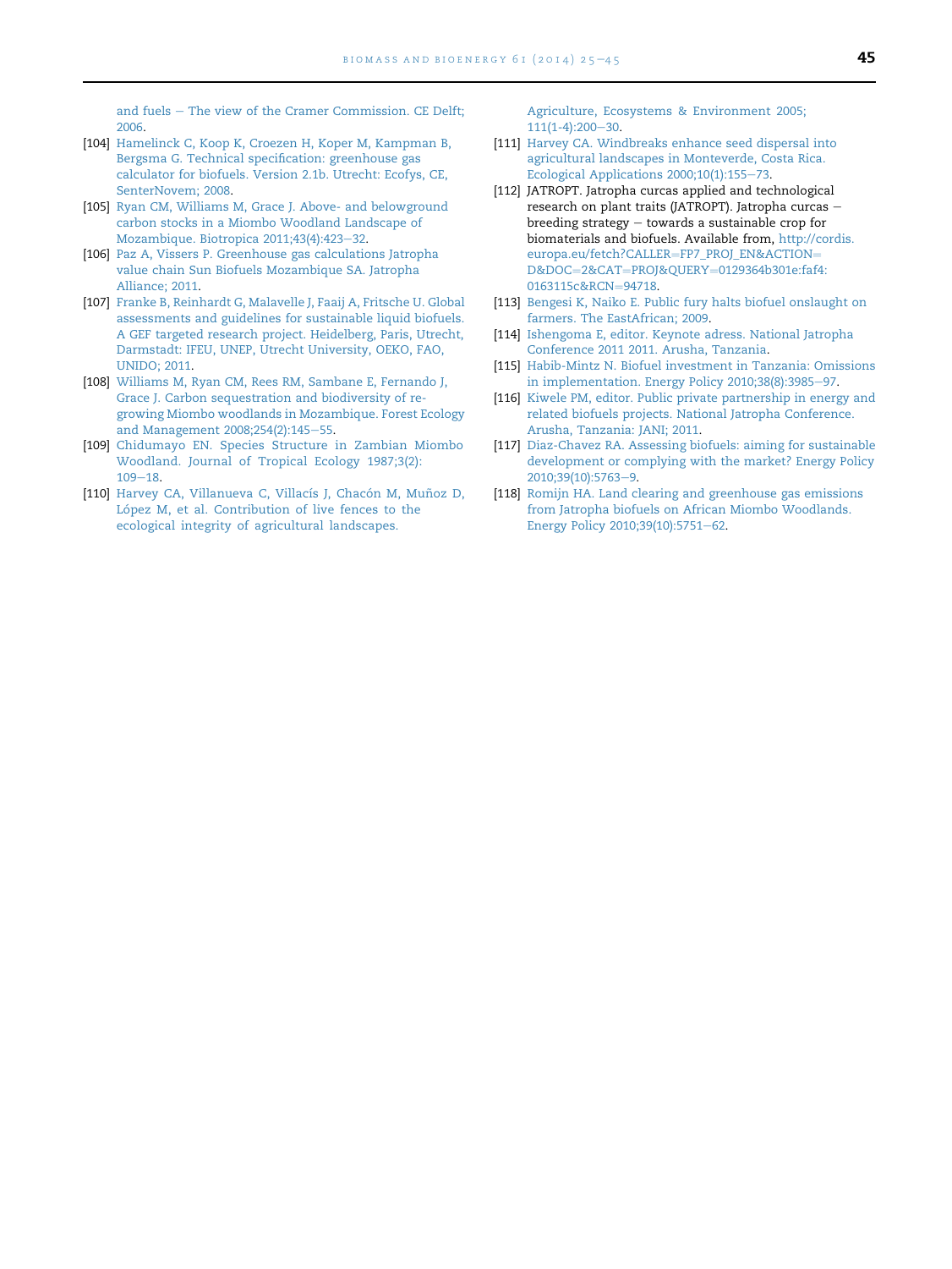and fuels – The view of the Cramer Commission. CE Delft; 2006.

[104] Hamelinck C, Koop K, Croezen H, Koper M, Kampman B, Bergsma G. Technical specification: greenhouse gas calculator for biofuels. Version 2.1b. Utrecht: Ecofys, CE, SenterNovem; 2008.

[105] Ryan CM, Williams M, Grace J. Above- and belowground carbon stocks in a Miombo Woodland Landscape of Mozambique. Biotropica 2011;43(4):423–32.

[106] Paz A, Vissers P. Greenhouse gas calculations Jatropha value chain Sun Biofuels Mozambique SA. Jatropha Alliance; 2011.

[107] Franke B, Reinhardt G, Malavelle J, Faaij A, Fritsche U. Global assessments and guidelines for sustainable liquid biofuels. A GEF targeted research project. Heidelberg, Paris, Utrecht, Darmstadt: IFEU, UNEP, Utrecht University, OEKO, FAO, UNIDO; 2011.

[108] Williams M, Ryan CM, Rees RM, Sambane E, Fernando J, Grace J. Carbon sequestration and biodiversity of re-growing Miombo woodlands in Mozambique. Forest Ecology and Management 2008;254(2):145–55.

[109] Chidumayo EN. Species Structure in Zambian Miombo Woodland. Journal of Tropical Ecology 1987;3(2):109–18.

[110] Harvey CA, Villanueva C, Villacís J, Chacón M, Muñoz D, López M, et al. Contribution of live fences to the ecological integrity of agricultural landscapes. Agriculture, Ecosystems & Environment 2005;111(1-4):200–30.

[111] Harvey CA. Windbreaks enhance seed dispersal into agricultural landscapes in Monteverde, Costa Rica. Ecological Applications 2000;10(1):155–73.

[112] JATROPT. Jatropha curcas applied and technological research on plant traits (JATROPT). Jatropha curcas – breeding strategy – towards a sustainable crop for biomaterials and biofuels. Available from, http://cordis.europa.eu/fetch?CALLER=FP7_PROJ_EN&ACTION=D&DOC=2&CAT=PROJ&QUERY=0129364b301e:faf4:0163115c&RCN=94718.

[113] Bengesi K, Naiko E. Public fury halts biofuel onslaught on farmers. The EastAfrican; 2009.

[114] Ishengoma E, editor. Keynote adress. National Jatropha Conference 2011 2011. Arusha, Tanzania.

[115] Habib-Mintz N. Biofuel investment in Tanzania: Omissions in implementation. Energy Policy 2010;38(8):3985–97.

[116] Kiwele PM, editor. Public private partnership in energy and related biofuels projects. National Jatropha Conference. Arusha, Tanzania: JANI; 2011.

[117] Diaz-Chavez RA. Assessing biofuels: aiming for sustainable development or complying with the market? Energy Policy 2010;39(10):5763–9.

[118] Romijn HA. Land clearing and greenhouse gas emissions from Jatropha biofuels on African Miombo Woodlands. Energy Policy 2010;39(10):5751–62.